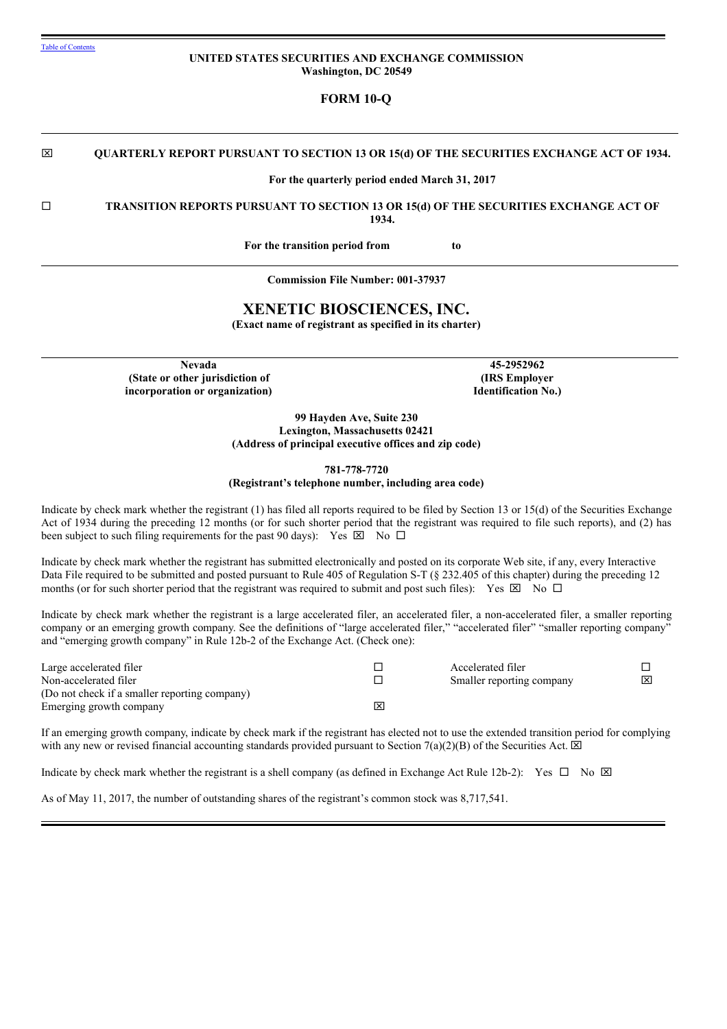Table of Contents

**UNITED STATES SECURITIES AND EXCHANGE COMMISSION**
**Washington, DC 20549**

# FORM 10-Q

☒ **QUARTERLY REPORT PURSUANT TO SECTION 13 OR 15(d) OF THE SECURITIES EXCHANGE ACT OF 1934.**

**For the quarterly period ended March 31, 2017**

☐ **TRANSITION REPORTS PURSUANT TO SECTION 13 OR 15(d) OF THE SECURITIES EXCHANGE ACT OF 1934.**

**For the transition period from to**

**Commission File Number: 001-37937**

# XENETIC BIOSCIENCES, INC.

**(Exact name of registrant as specified in its charter)**

| **Nevada** | **45-2952962** |
|---|---|
| **(State or other jurisdiction of incorporation or organization)** | **(IRS Employer Identification No.)** |

**99 Hayden Ave, Suite 230**
**Lexington, Massachusetts 02421**
**(Address of principal executive offices and zip code)**

**781-778-7720**
**(Registrant's telephone number, including area code)**

Indicate by check mark whether the registrant (1) has filed all reports required to be filed by Section 13 or 15(d) of the Securities Exchange Act of 1934 during the preceding 12 months (or for such shorter period that the registrant was required to file such reports), and (2) has been subject to such filing requirements for the past 90 days): Yes ☒ No ☐

Indicate by check mark whether the registrant has submitted electronically and posted on its corporate Web site, if any, every Interactive Data File required to be submitted and posted pursuant to Rule 405 of Regulation S-T (§ 232.405 of this chapter) during the preceding 12 months (or for such shorter period that the registrant was required to submit and post such files): Yes ☒ No ☐

Indicate by check mark whether the registrant is a large accelerated filer, an accelerated filer, a non-accelerated filer, a smaller reporting company or an emerging growth company. See the definitions of "large accelerated filer," "accelerated filer" "smaller reporting company" and "emerging growth company" in Rule 12b-2 of the Exchange Act. (Check one):

| | | | |
|---|---|---|---|
| Large accelerated filer | ☐ | Accelerated filer | ☐ |
| Non-accelerated filer (Do not check if a smaller reporting company) | ☐ | Smaller reporting company | ☒ |
| Emerging growth company | ☒ | | |

If an emerging growth company, indicate by check mark if the registrant has elected not to use the extended transition period for complying with any new or revised financial accounting standards provided pursuant to Section 7(a)(2)(B) of the Securities Act. ☒

Indicate by check mark whether the registrant is a shell company (as defined in Exchange Act Rule 12b-2): Yes ☐ No ☒

As of May 11, 2017, the number of outstanding shares of the registrant's common stock was 8,717,541.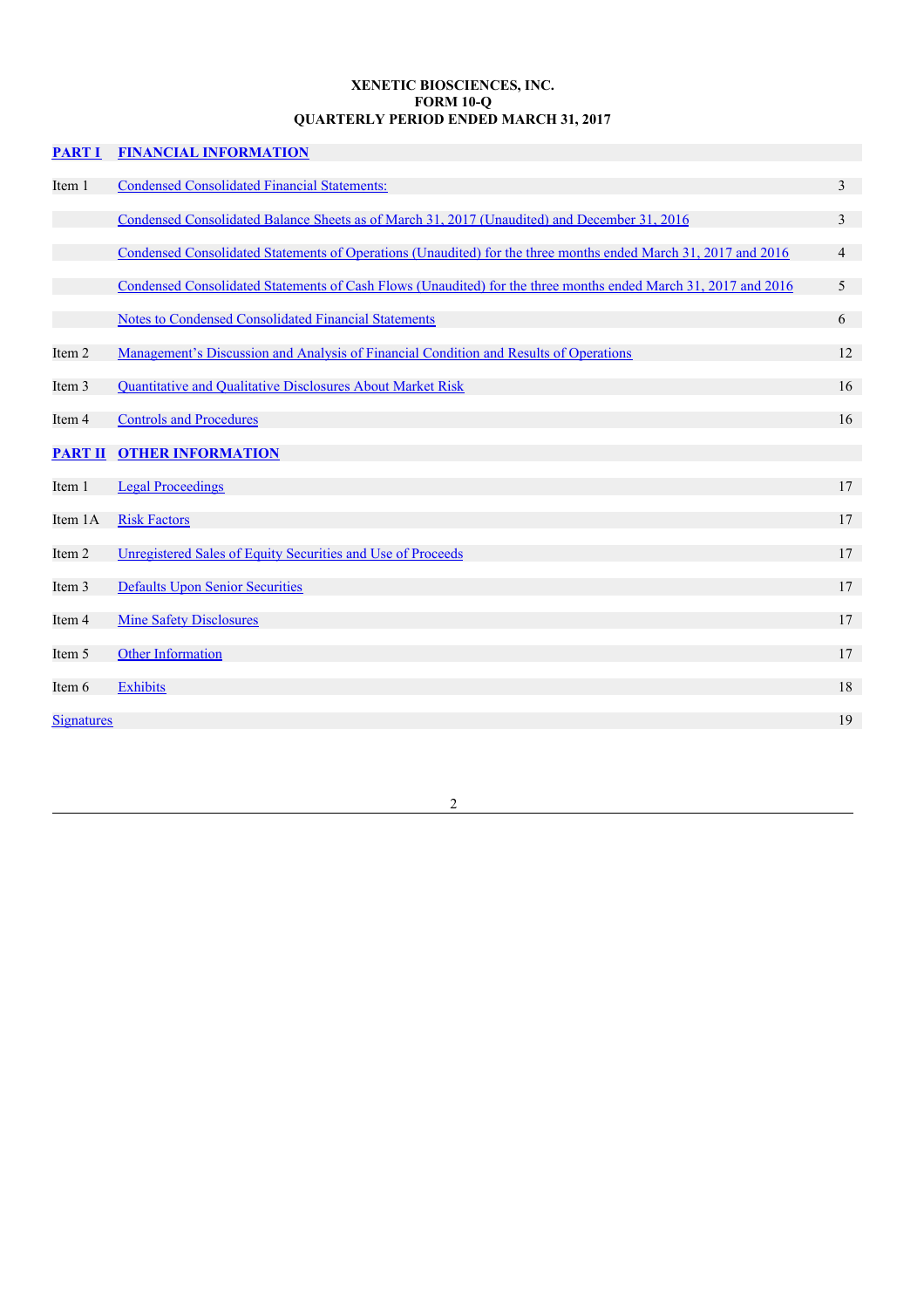**XENETIC BIOSCIENCES, INC.**
**FORM 10-Q**
**QUARTERLY PERIOD ENDED MARCH 31, 2017**

| | | |
|---|---|---|
| **PART I** | **FINANCIAL INFORMATION** | |
| Item 1 | Condensed Consolidated Financial Statements: | 3 |
| | Condensed Consolidated Balance Sheets as of March 31, 2017 (Unaudited) and December 31, 2016 | 3 |
| | Condensed Consolidated Statements of Operations (Unaudited) for the three months ended March 31, 2017 and 2016 | 4 |
| | Condensed Consolidated Statements of Cash Flows (Unaudited) for the three months ended March 31, 2017 and 2016 | 5 |
| | Notes to Condensed Consolidated Financial Statements | 6 |
| Item 2 | Management's Discussion and Analysis of Financial Condition and Results of Operations | 12 |
| Item 3 | Quantitative and Qualitative Disclosures About Market Risk | 16 |
| Item 4 | Controls and Procedures | 16 |
| **PART II** | **OTHER INFORMATION** | |
| Item 1 | Legal Proceedings | 17 |
| Item 1A | Risk Factors | 17 |
| Item 2 | Unregistered Sales of Equity Securities and Use of Proceeds | 17 |
| Item 3 | Defaults Upon Senior Securities | 17 |
| Item 4 | Mine Safety Disclosures | 17 |
| Item 5 | Other Information | 17 |
| Item 6 | Exhibits | 18 |
| Signatures | | 19 |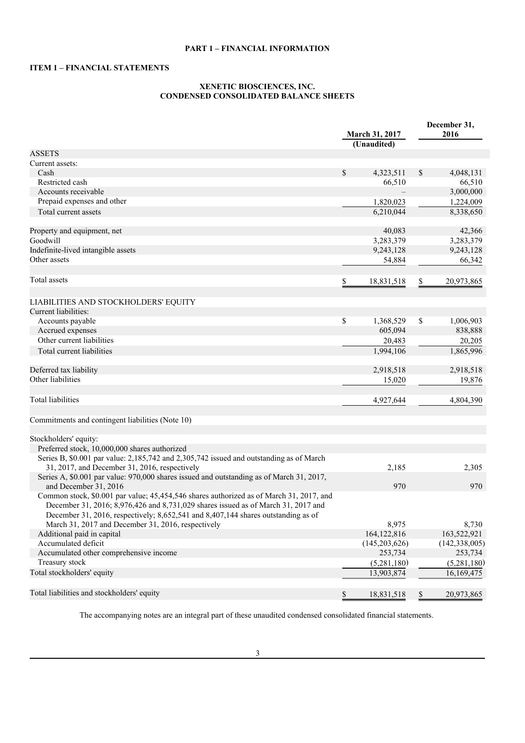# PART 1 – FINANCIAL INFORMATION

## ITEM 1 – FINANCIAL STATEMENTS

### XENETIC BIOSCIENCES, INC.
### CONDENSED CONSOLIDATED BALANCE SHEETS

| | March 31, 2017 (Unaudited) | December 31, 2016 |
|---|---|---|
| ASSETS | | |
| Current assets: | | |
| Cash | $ 4,323,511 | $ 4,048,131 |
| Restricted cash | 66,510 | 66,510 |
| Accounts receivable | – | 3,000,000 |
| Prepaid expenses and other | 1,820,023 | 1,224,009 |
| Total current assets | 6,210,044 | 8,338,650 |
| | | |
| Property and equipment, net | 40,083 | 42,366 |
| Goodwill | 3,283,379 | 3,283,379 |
| Indefinite-lived intangible assets | 9,243,128 | 9,243,128 |
| Other assets | 54,884 | 66,342 |
| | | |
| Total assets | $ 18,831,518 | $ 20,973,865 |
| | | |
| LIABILITIES AND STOCKHOLDERS' EQUITY | | |
| Current liabilities: | | |
| Accounts payable | $ 1,368,529 | $ 1,006,903 |
| Accrued expenses | 605,094 | 838,888 |
| Other current liabilities | 20,483 | 20,205 |
| Total current liabilities | 1,994,106 | 1,865,996 |
| | | |
| Deferred tax liability | 2,918,518 | 2,918,518 |
| Other liabilities | 15,020 | 19,876 |
| | | |
| Total liabilities | 4,927,644 | 4,804,390 |
| | | |
| Commitments and contingent liabilities (Note 10) | | |
| | | |
| Stockholders' equity: | | |
| Preferred stock, 10,000,000 shares authorized | | |
| Series B, $0.001 par value: 2,185,742 and 2,305,742 issued and outstanding as of March 31, 2017, and December 31, 2016, respectively | 2,185 | 2,305 |
| Series A, $0.001 par value: 970,000 shares issued and outstanding as of March 31, 2017, and December 31, 2016 | 970 | 970 |
| Common stock, $0.001 par value; 45,454,546 shares authorized as of March 31, 2017, and December 31, 2016; 8,976,426 and 8,731,029 shares issued as of March 31, 2017 and December 31, 2016, respectively; 8,652,541 and 8,407,144 shares outstanding as of March 31, 2017 and December 31, 2016, respectively | 8,975 | 8,730 |
| Additional paid in capital | 164,122,816 | 163,522,921 |
| Accumulated deficit | (145,203,626) | (142,338,005) |
| Accumulated other comprehensive income | 253,734 | 253,734 |
| Treasury stock | (5,281,180) | (5,281,180) |
| Total stockholders' equity | 13,903,874 | 16,169,475 |
| | | |
| Total liabilities and stockholders' equity | $ 18,831,518 | $ 20,973,865 |

The accompanying notes are an integral part of these unaudited condensed consolidated financial statements.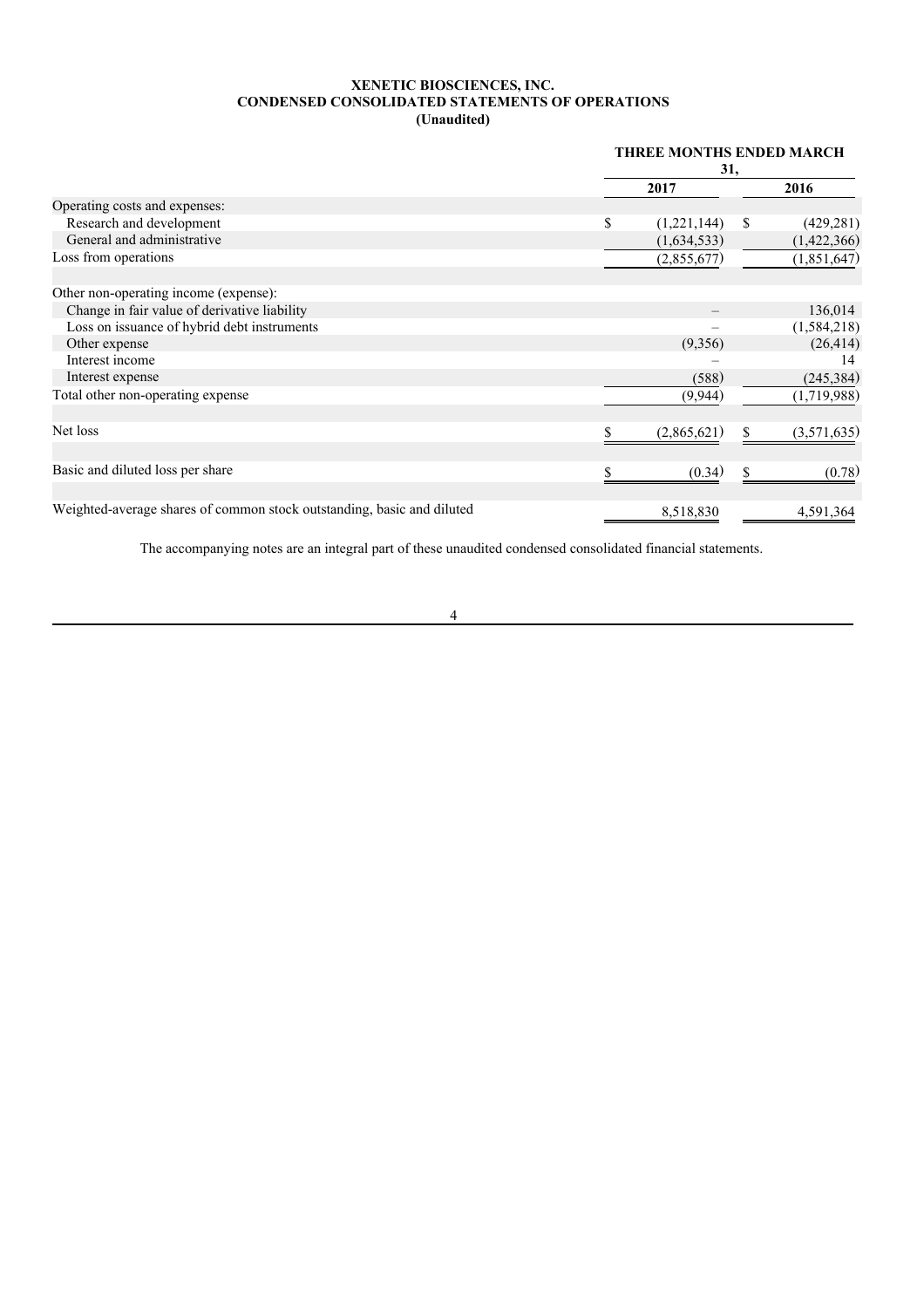**XENETIC BIOSCIENCES, INC.**
**CONDENSED CONSOLIDATED STATEMENTS OF OPERATIONS**
**(Unaudited)**

| | THREE MONTHS ENDED MARCH 31, | |
|---|---|---|
| | **2017** | **2016** |
| Operating costs and expenses: | | |
| Research and development | $ (1,221,144) | $ (429,281) |
| General and administrative | (1,634,533) | (1,422,366) |
| Loss from operations | (2,855,677) | (1,851,647) |
| | | |
| Other non-operating income (expense): | | |
| Change in fair value of derivative liability | – | 136,014 |
| Loss on issuance of hybrid debt instruments | – | (1,584,218) |
| Other expense | (9,356) | (26,414) |
| Interest income | – | 14 |
| Interest expense | (588) | (245,384) |
| Total other non-operating expense | (9,944) | (1,719,988) |
| | | |
| Net loss | $ (2,865,621) | $ (3,571,635) |
| | | |
| Basic and diluted loss per share | $ (0.34) | $ (0.78) |
| | | |
| Weighted-average shares of common stock outstanding, basic and diluted | 8,518,830 | 4,591,364 |

The accompanying notes are an integral part of these unaudited condensed consolidated financial statements.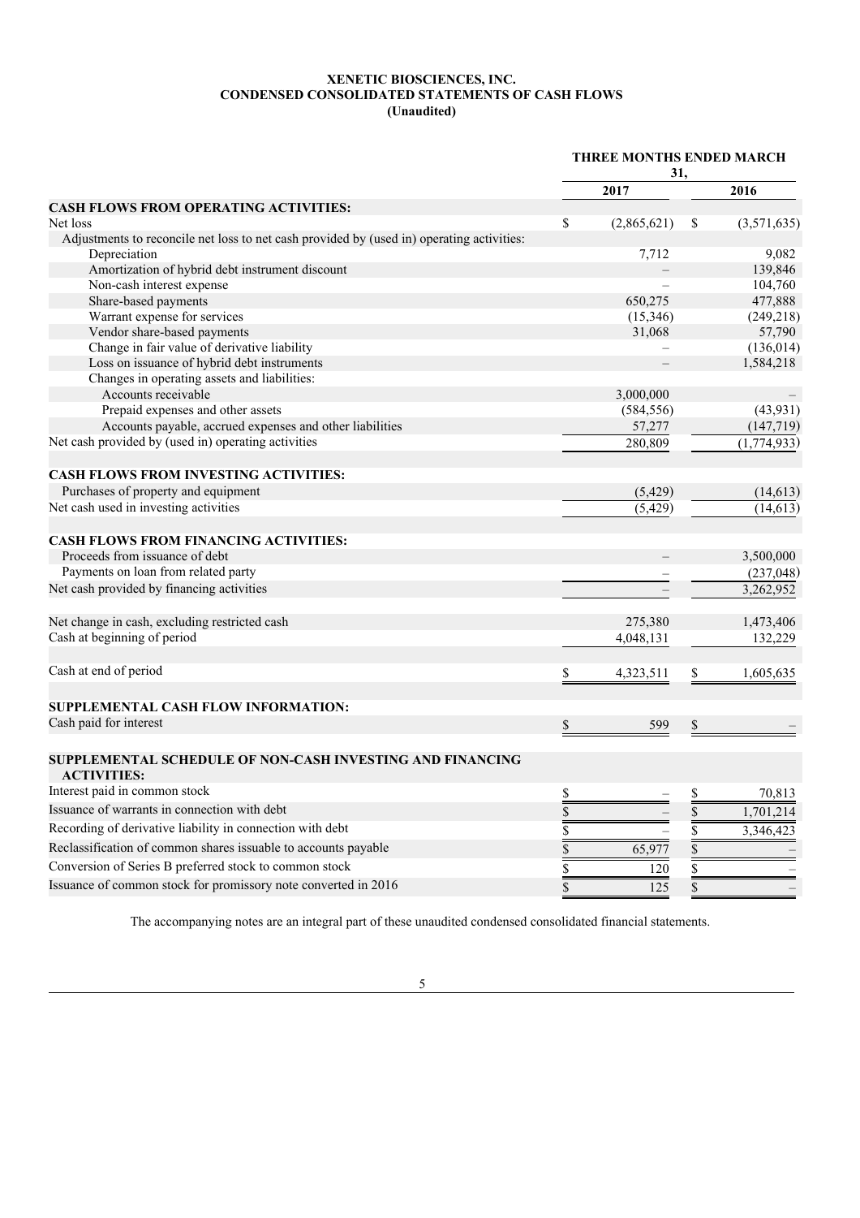**XENETIC BIOSCIENCES, INC.**
**CONDENSED CONSOLIDATED STATEMENTS OF CASH FLOWS**
**(Unaudited)**

| | THREE MONTHS ENDED MARCH 31, | |
|---|---|---|
| | 2017 | 2016 |
| **CASH FLOWS FROM OPERATING ACTIVITIES:** | | |
| Net loss | $ (2,865,621) | $ (3,571,635) |
| Adjustments to reconcile net loss to net cash provided by (used in) operating activities: | | |
| Depreciation | 7,712 | 9,082 |
| Amortization of hybrid debt instrument discount | – | 139,846 |
| Non-cash interest expense | – | 104,760 |
| Share-based payments | 650,275 | 477,888 |
| Warrant expense for services | (15,346) | (249,218) |
| Vendor share-based payments | 31,068 | 57,790 |
| Change in fair value of derivative liability | – | (136,014) |
| Loss on issuance of hybrid debt instruments | – | 1,584,218 |
| Changes in operating assets and liabilities: | | |
| Accounts receivable | 3,000,000 | – |
| Prepaid expenses and other assets | (584,556) | (43,931) |
| Accounts payable, accrued expenses and other liabilities | 57,277 | (147,719) |
| Net cash provided by (used in) operating activities | 280,809 | (1,774,933) |
| **CASH FLOWS FROM INVESTING ACTIVITIES:** | | |
| Purchases of property and equipment | (5,429) | (14,613) |
| Net cash used in investing activities | (5,429) | (14,613) |
| **CASH FLOWS FROM FINANCING ACTIVITIES:** | | |
| Proceeds from issuance of debt | – | 3,500,000 |
| Payments on loan from related party | – | (237,048) |
| Net cash provided by financing activities | – | 3,262,952 |
| Net change in cash, excluding restricted cash | 275,380 | 1,473,406 |
| Cash at beginning of period | 4,048,131 | 132,229 |
| Cash at end of period | $ 4,323,511 | $ 1,605,635 |
| **SUPPLEMENTAL CASH FLOW INFORMATION:** | | |
| Cash paid for interest | $ 599 | $ – |
| **SUPPLEMENTAL SCHEDULE OF NON-CASH INVESTING AND FINANCING ACTIVITIES:** | | |
| Interest paid in common stock | $ – | $ 70,813 |
| Issuance of warrants in connection with debt | $ – | $ 1,701,214 |
| Recording of derivative liability in connection with debt | $ – | $ 3,346,423 |
| Reclassification of common shares issuable to accounts payable | $ 65,977 | $ – |
| Conversion of Series B preferred stock to common stock | $ 120 | $ – |
| Issuance of common stock for promissory note converted in 2016 | $ 125 | $ – |

The accompanying notes are an integral part of these unaudited condensed consolidated financial statements.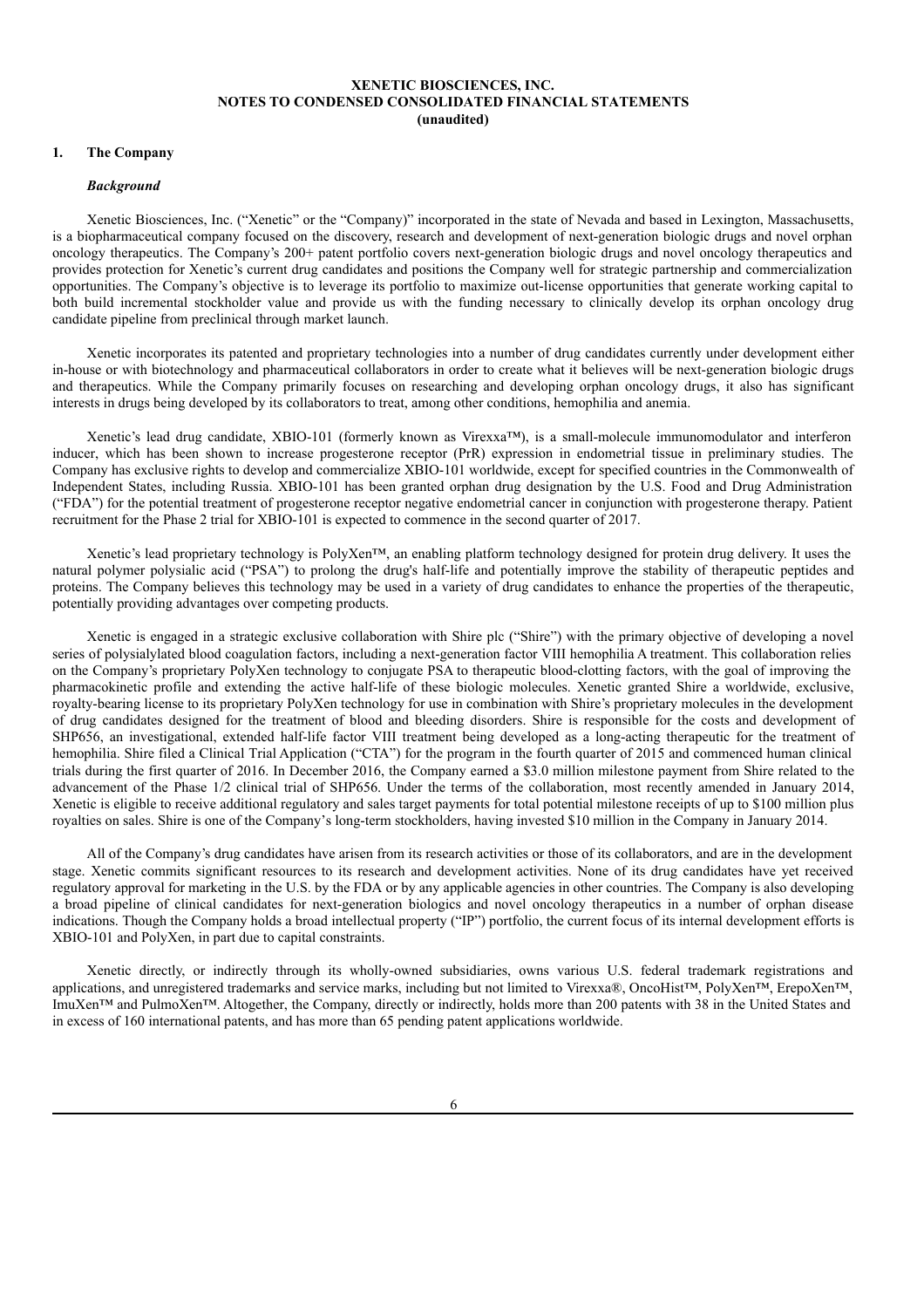**XENETIC BIOSCIENCES, INC.**
**NOTES TO CONDENSED CONSOLIDATED FINANCIAL STATEMENTS**
**(unaudited)**

## 1. The Company

### *Background*

Xenetic Biosciences, Inc. ("Xenetic" or the "Company)" incorporated in the state of Nevada and based in Lexington, Massachusetts, is a biopharmaceutical company focused on the discovery, research and development of next-generation biologic drugs and novel orphan oncology therapeutics. The Company's 200+ patent portfolio covers next-generation biologic drugs and novel oncology therapeutics and provides protection for Xenetic's current drug candidates and positions the Company well for strategic partnership and commercialization opportunities. The Company's objective is to leverage its portfolio to maximize out-license opportunities that generate working capital to both build incremental stockholder value and provide us with the funding necessary to clinically develop its orphan oncology drug candidate pipeline from preclinical through market launch.

Xenetic incorporates its patented and proprietary technologies into a number of drug candidates currently under development either in-house or with biotechnology and pharmaceutical collaborators in order to create what it believes will be next-generation biologic drugs and therapeutics. While the Company primarily focuses on researching and developing orphan oncology drugs, it also has significant interests in drugs being developed by its collaborators to treat, among other conditions, hemophilia and anemia.

Xenetic's lead drug candidate, XBIO-101 (formerly known as Virexxa™), is a small-molecule immunomodulator and interferon inducer, which has been shown to increase progesterone receptor (PrR) expression in endometrial tissue in preliminary studies. The Company has exclusive rights to develop and commercialize XBIO-101 worldwide, except for specified countries in the Commonwealth of Independent States, including Russia. XBIO-101 has been granted orphan drug designation by the U.S. Food and Drug Administration ("FDA") for the potential treatment of progesterone receptor negative endometrial cancer in conjunction with progesterone therapy. Patient recruitment for the Phase 2 trial for XBIO-101 is expected to commence in the second quarter of 2017.

Xenetic's lead proprietary technology is PolyXen™, an enabling platform technology designed for protein drug delivery. It uses the natural polymer polysialic acid ("PSA") to prolong the drug's half-life and potentially improve the stability of therapeutic peptides and proteins. The Company believes this technology may be used in a variety of drug candidates to enhance the properties of the therapeutic, potentially providing advantages over competing products.

Xenetic is engaged in a strategic exclusive collaboration with Shire plc ("Shire") with the primary objective of developing a novel series of polysialylated blood coagulation factors, including a next-generation factor VIII hemophilia A treatment. This collaboration relies on the Company's proprietary PolyXen technology to conjugate PSA to therapeutic blood-clotting factors, with the goal of improving the pharmacokinetic profile and extending the active half-life of these biologic molecules. Xenetic granted Shire a worldwide, exclusive, royalty-bearing license to its proprietary PolyXen technology for use in combination with Shire's proprietary molecules in the development of drug candidates designed for the treatment of blood and bleeding disorders. Shire is responsible for the costs and development of SHP656, an investigational, extended half-life factor VIII treatment being developed as a long-acting therapeutic for the treatment of hemophilia. Shire filed a Clinical Trial Application ("CTA") for the program in the fourth quarter of 2015 and commenced human clinical trials during the first quarter of 2016. In December 2016, the Company earned a $3.0 million milestone payment from Shire related to the advancement of the Phase 1/2 clinical trial of SHP656. Under the terms of the collaboration, most recently amended in January 2014, Xenetic is eligible to receive additional regulatory and sales target payments for total potential milestone receipts of up to $100 million plus royalties on sales. Shire is one of the Company's long-term stockholders, having invested $10 million in the Company in January 2014.

All of the Company's drug candidates have arisen from its research activities or those of its collaborators, and are in the development stage. Xenetic commits significant resources to its research and development activities. None of its drug candidates have yet received regulatory approval for marketing in the U.S. by the FDA or by any applicable agencies in other countries. The Company is also developing a broad pipeline of clinical candidates for next-generation biologics and novel oncology therapeutics in a number of orphan disease indications. Though the Company holds a broad intellectual property ("IP") portfolio, the current focus of its internal development efforts is XBIO-101 and PolyXen, in part due to capital constraints.

Xenetic directly, or indirectly through its wholly-owned subsidiaries, owns various U.S. federal trademark registrations and applications, and unregistered trademarks and service marks, including but not limited to Virexxa®, OncoHist™, PolyXen™, ErepoXen™, ImuXen™ and PulmoXen™. Altogether, the Company, directly or indirectly, holds more than 200 patents with 38 in the United States and in excess of 160 international patents, and has more than 65 pending patent applications worldwide.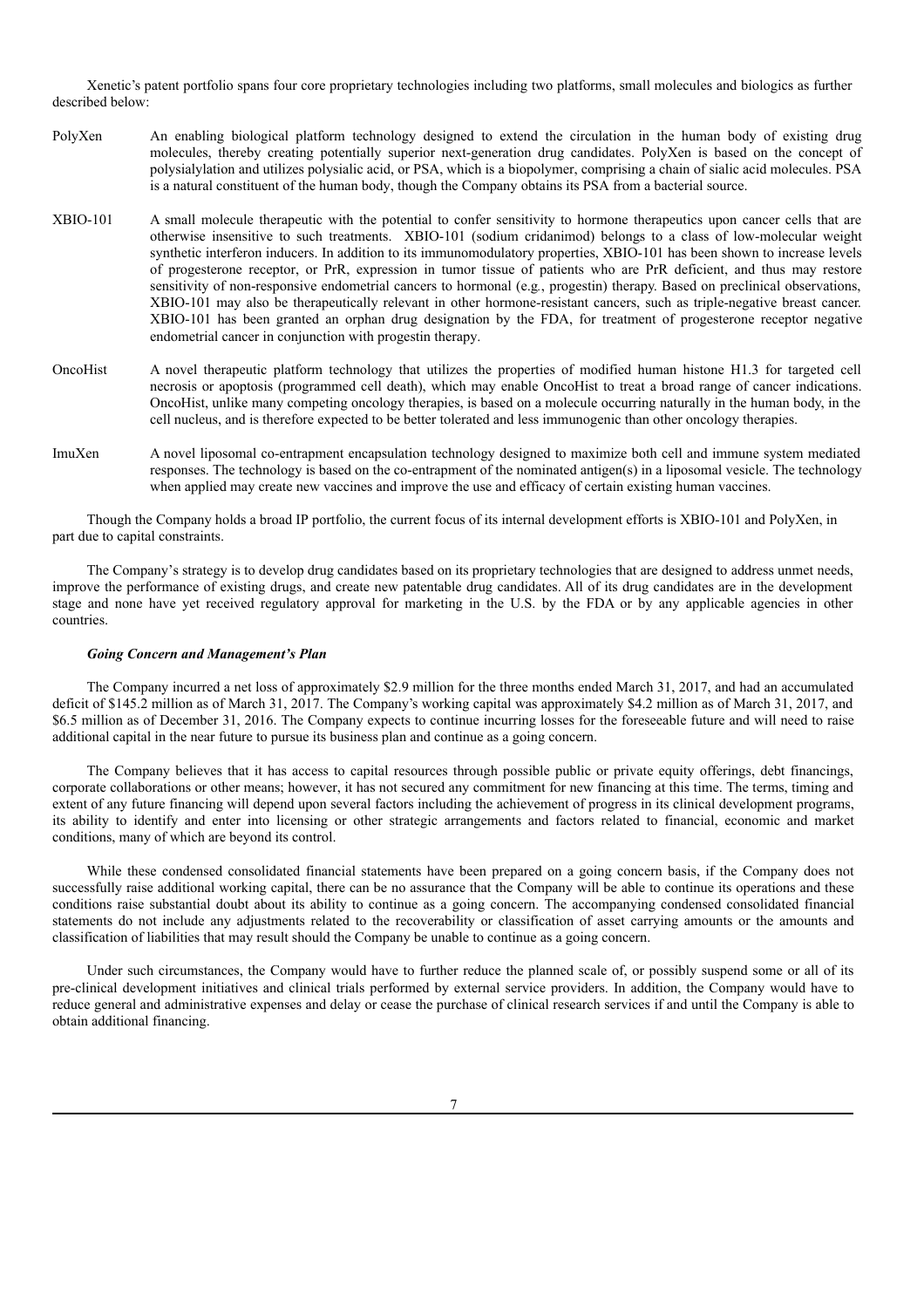Xenetic's patent portfolio spans four core proprietary technologies including two platforms, small molecules and biologics as further described below:

- **PolyXen** — An enabling biological platform technology designed to extend the circulation in the human body of existing drug molecules, thereby creating potentially superior next-generation drug candidates. PolyXen is based on the concept of polysialylation and utilizes polysialic acid, or PSA, which is a biopolymer, comprising a chain of sialic acid molecules. PSA is a natural constituent of the human body, though the Company obtains its PSA from a bacterial source.

- **XBIO-101** — A small molecule therapeutic with the potential to confer sensitivity to hormone therapeutics upon cancer cells that are otherwise insensitive to such treatments. XBIO-101 (sodium cridanimod) belongs to a class of low-molecular weight synthetic interferon inducers. In addition to its immunomodulatory properties, XBIO-101 has been shown to increase levels of progesterone receptor, or PrR, expression in tumor tissue of patients who are PrR deficient, and thus may restore sensitivity of non-responsive endometrial cancers to hormonal (e.g., progestin) therapy. Based on preclinical observations, XBIO-101 may also be therapeutically relevant in other hormone-resistant cancers, such as triple-negative breast cancer. XBIO-101 has been granted an orphan drug designation by the FDA, for treatment of progesterone receptor negative endometrial cancer in conjunction with progestin therapy.

- **OncoHist** — A novel therapeutic platform technology that utilizes the properties of modified human histone H1.3 for targeted cell necrosis or apoptosis (programmed cell death), which may enable OncoHist to treat a broad range of cancer indications. OncoHist, unlike many competing oncology therapies, is based on a molecule occurring naturally in the human body, in the cell nucleus, and is therefore expected to be better tolerated and less immunogenic than other oncology therapies.

- **ImuXen** — A novel liposomal co-entrapment encapsulation technology designed to maximize both cell and immune system mediated responses. The technology is based on the co-entrapment of the nominated antigen(s) in a liposomal vesicle. The technology when applied may create new vaccines and improve the use and efficacy of certain existing human vaccines.

Though the Company holds a broad IP portfolio, the current focus of its internal development efforts is XBIO-101 and PolyXen, in part due to capital constraints.

The Company's strategy is to develop drug candidates based on its proprietary technologies that are designed to address unmet needs, improve the performance of existing drugs, and create new patentable drug candidates. All of its drug candidates are in the development stage and none have yet received regulatory approval for marketing in the U.S. by the FDA or by any applicable agencies in other countries.

***Going Concern and Management's Plan***

The Company incurred a net loss of approximately $2.9 million for the three months ended March 31, 2017, and had an accumulated deficit of $145.2 million as of March 31, 2017. The Company's working capital was approximately $4.2 million as of March 31, 2017, and $6.5 million as of December 31, 2016. The Company expects to continue incurring losses for the foreseeable future and will need to raise additional capital in the near future to pursue its business plan and continue as a going concern.

The Company believes that it has access to capital resources through possible public or private equity offerings, debt financings, corporate collaborations or other means; however, it has not secured any commitment for new financing at this time. The terms, timing and extent of any future financing will depend upon several factors including the achievement of progress in its clinical development programs, its ability to identify and enter into licensing or other strategic arrangements and factors related to financial, economic and market conditions, many of which are beyond its control.

While these condensed consolidated financial statements have been prepared on a going concern basis, if the Company does not successfully raise additional working capital, there can be no assurance that the Company will be able to continue its operations and these conditions raise substantial doubt about its ability to continue as a going concern. The accompanying condensed consolidated financial statements do not include any adjustments related to the recoverability or classification of asset carrying amounts or the amounts and classification of liabilities that may result should the Company be unable to continue as a going concern.

Under such circumstances, the Company would have to further reduce the planned scale of, or possibly suspend some or all of its pre-clinical development initiatives and clinical trials performed by external service providers. In addition, the Company would have to reduce general and administrative expenses and delay or cease the purchase of clinical research services if and until the Company is able to obtain additional financing.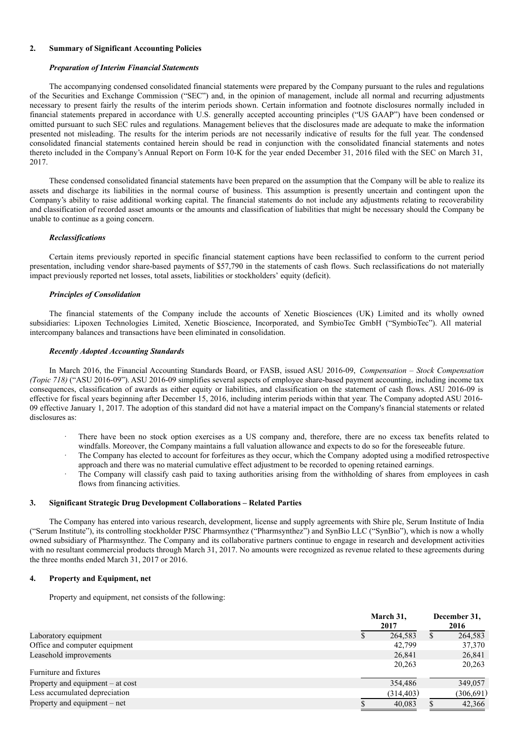## 2. Summary of Significant Accounting Policies

### *Preparation of Interim Financial Statements*

The accompanying condensed consolidated financial statements were prepared by the Company pursuant to the rules and regulations of the Securities and Exchange Commission ("SEC") and, in the opinion of management, include all normal and recurring adjustments necessary to present fairly the results of the interim periods shown. Certain information and footnote disclosures normally included in financial statements prepared in accordance with U.S. generally accepted accounting principles ("US GAAP") have been condensed or omitted pursuant to such SEC rules and regulations. Management believes that the disclosures made are adequate to make the information presented not misleading. The results for the interim periods are not necessarily indicative of results for the full year. The condensed consolidated financial statements contained herein should be read in conjunction with the consolidated financial statements and notes thereto included in the Company's Annual Report on Form 10-K for the year ended December 31, 2016 filed with the SEC on March 31, 2017.

These condensed consolidated financial statements have been prepared on the assumption that the Company will be able to realize its assets and discharge its liabilities in the normal course of business. This assumption is presently uncertain and contingent upon the Company's ability to raise additional working capital. The financial statements do not include any adjustments relating to recoverability and classification of recorded asset amounts or the amounts and classification of liabilities that might be necessary should the Company be unable to continue as a going concern.

### *Reclassifications*

Certain items previously reported in specific financial statement captions have been reclassified to conform to the current period presentation, including vendor share-based payments of $57,790 in the statements of cash flows. Such reclassifications do not materially impact previously reported net losses, total assets, liabilities or stockholders' equity (deficit).

### *Principles of Consolidation*

The financial statements of the Company include the accounts of Xenetic Biosciences (UK) Limited and its wholly owned subsidiaries: Lipoxen Technologies Limited, Xenetic Bioscience, Incorporated, and SymbioTec GmbH ("SymbioTec"). All material intercompany balances and transactions have been eliminated in consolidation.

### *Recently Adopted Accounting Standards*

In March 2016, the Financial Accounting Standards Board, or FASB, issued ASU 2016-09, *Compensation – Stock Compensation (Topic 718)* ("ASU 2016-09"). ASU 2016-09 simplifies several aspects of employee share-based payment accounting, including income tax consequences, classification of awards as either equity or liabilities, and classification on the statement of cash flows. ASU 2016-09 is effective for fiscal years beginning after December 15, 2016, including interim periods within that year. The Company adopted ASU 2016-09 effective January 1, 2017. The adoption of this standard did not have a material impact on the Company's financial statements or related disclosures as:

- There have been no stock option exercises as a US company and, therefore, there are no excess tax benefits related to windfalls. Moreover, the Company maintains a full valuation allowance and expects to do so for the foreseeable future.
- The Company has elected to account for forfeitures as they occur, which the Company adopted using a modified retrospective approach and there was no material cumulative effect adjustment to be recorded to opening retained earnings.
- The Company will classify cash paid to taxing authorities arising from the withholding of shares from employees in cash flows from financing activities.

## 3. Significant Strategic Drug Development Collaborations – Related Parties

The Company has entered into various research, development, license and supply agreements with Shire plc, Serum Institute of India ("Serum Institute"), its controlling stockholder PJSC Pharmsynthez ("Pharmsynthez") and SynBio LLC ("SynBio"), which is now a wholly owned subsidiary of Pharmsynthez. The Company and its collaborative partners continue to engage in research and development activities with no resultant commercial products through March 31, 2017. No amounts were recognized as revenue related to these agreements during the three months ended March 31, 2017 or 2016.

## 4. Property and Equipment, net

Property and equipment, net consists of the following:

| | March 31, 2017 | December 31, 2016 |
|---|---|---|
| Laboratory equipment | $ 264,583 | $ 264,583 |
| Office and computer equipment | 42,799 | 37,370 |
| Leasehold improvements | 26,841 | 26,841 |
| Furniture and fixtures | 20,263 | 20,263 |
| Property and equipment – at cost | 354,486 | 349,057 |
| Less accumulated depreciation | (314,403) | (306,691) |
| Property and equipment – net | $ 40,083 | $ 42,366 |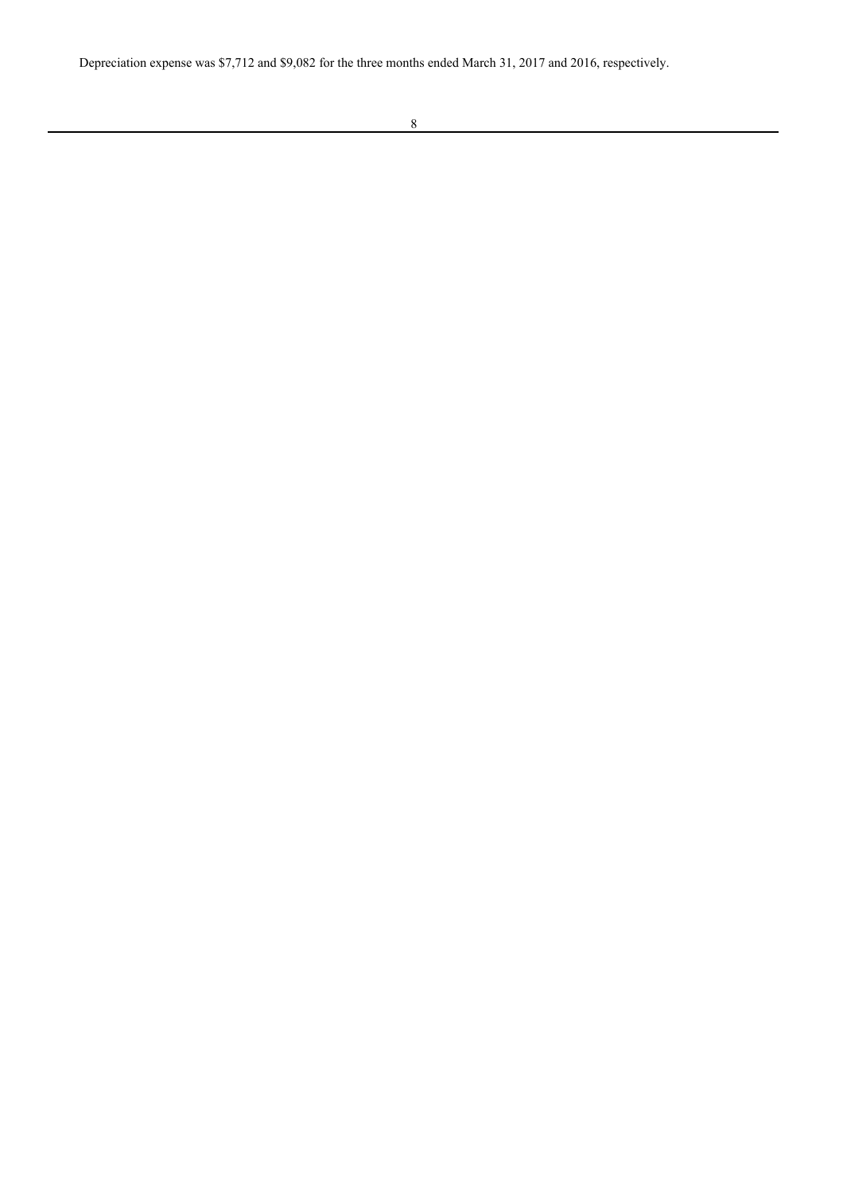Depreciation expense was $7,712 and $9,082 for the three months ended March 31, 2017 and 2016, respectively.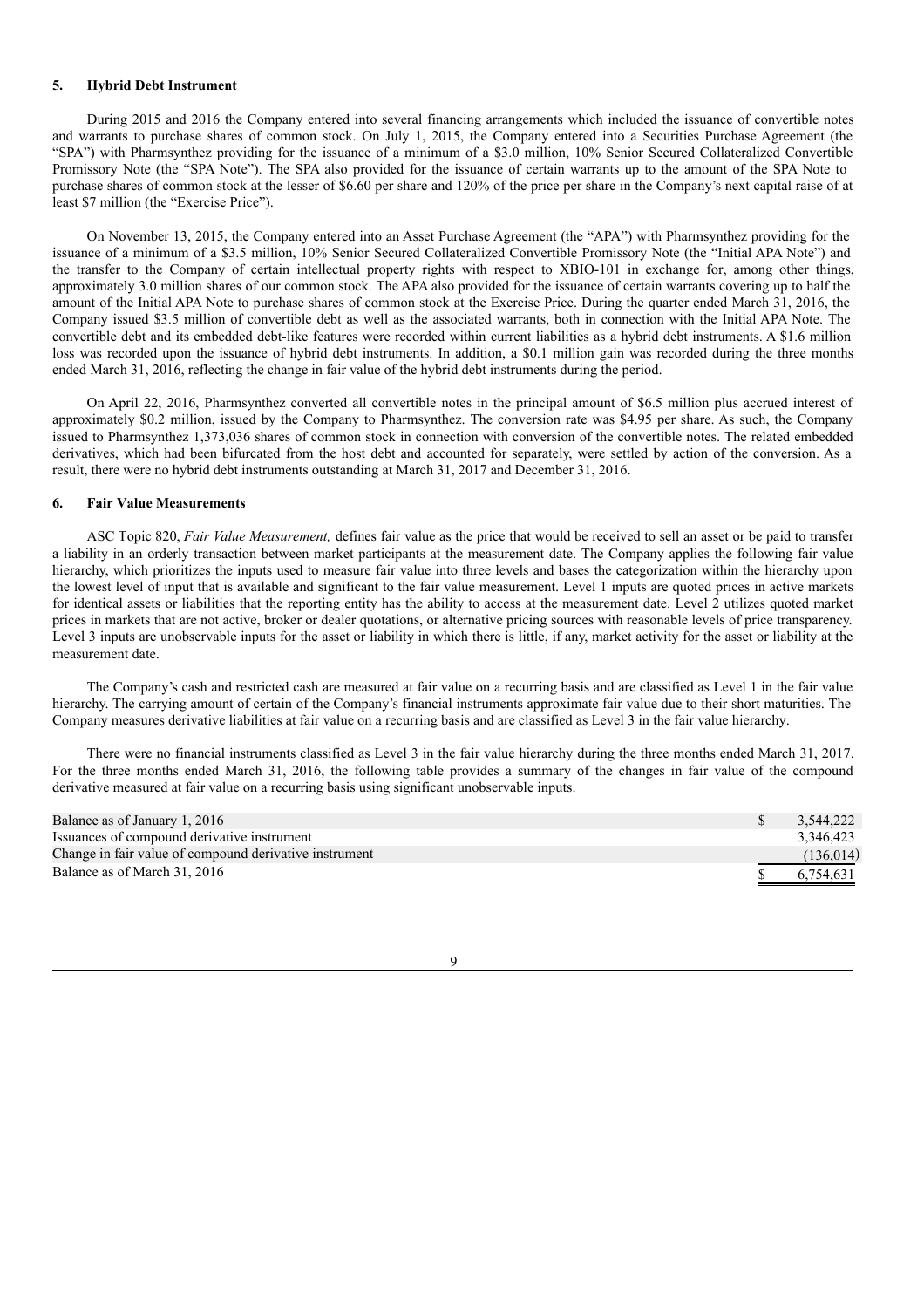## 5. Hybrid Debt Instrument

During 2015 and 2016 the Company entered into several financing arrangements which included the issuance of convertible notes and warrants to purchase shares of common stock. On July 1, 2015, the Company entered into a Securities Purchase Agreement (the "SPA") with Pharmsynthez providing for the issuance of a minimum of a $3.0 million, 10% Senior Secured Collateralized Convertible Promissory Note (the "SPA Note"). The SPA also provided for the issuance of certain warrants up to the amount of the SPA Note to purchase shares of common stock at the lesser of $6.60 per share and 120% of the price per share in the Company's next capital raise of at least $7 million (the "Exercise Price").

On November 13, 2015, the Company entered into an Asset Purchase Agreement (the "APA") with Pharmsynthez providing for the issuance of a minimum of a $3.5 million, 10% Senior Secured Collateralized Convertible Promissory Note (the "Initial APA Note") and the transfer to the Company of certain intellectual property rights with respect to XBIO-101 in exchange for, among other things, approximately 3.0 million shares of our common stock. The APA also provided for the issuance of certain warrants covering up to half the amount of the Initial APA Note to purchase shares of common stock at the Exercise Price. During the quarter ended March 31, 2016, the Company issued $3.5 million of convertible debt as well as the associated warrants, both in connection with the Initial APA Note. The convertible debt and its embedded debt-like features were recorded within current liabilities as a hybrid debt instruments. A $1.6 million loss was recorded upon the issuance of hybrid debt instruments. In addition, a $0.1 million gain was recorded during the three months ended March 31, 2016, reflecting the change in fair value of the hybrid debt instruments during the period.

On April 22, 2016, Pharmsynthez converted all convertible notes in the principal amount of $6.5 million plus accrued interest of approximately $0.2 million, issued by the Company to Pharmsynthez. The conversion rate was $4.95 per share. As such, the Company issued to Pharmsynthez 1,373,036 shares of common stock in connection with conversion of the convertible notes. The related embedded derivatives, which had been bifurcated from the host debt and accounted for separately, were settled by action of the conversion. As a result, there were no hybrid debt instruments outstanding at March 31, 2017 and December 31, 2016.

## 6. Fair Value Measurements

ASC Topic 820, *Fair Value Measurement,* defines fair value as the price that would be received to sell an asset or be paid to transfer a liability in an orderly transaction between market participants at the measurement date. The Company applies the following fair value hierarchy, which prioritizes the inputs used to measure fair value into three levels and bases the categorization within the hierarchy upon the lowest level of input that is available and significant to the fair value measurement. Level 1 inputs are quoted prices in active markets for identical assets or liabilities that the reporting entity has the ability to access at the measurement date. Level 2 utilizes quoted market prices in markets that are not active, broker or dealer quotations, or alternative pricing sources with reasonable levels of price transparency. Level 3 inputs are unobservable inputs for the asset or liability in which there is little, if any, market activity for the asset or liability at the measurement date.

The Company's cash and restricted cash are measured at fair value on a recurring basis and are classified as Level 1 in the fair value hierarchy. The carrying amount of certain of the Company's financial instruments approximate fair value due to their short maturities. The Company measures derivative liabilities at fair value on a recurring basis and are classified as Level 3 in the fair value hierarchy.

There were no financial instruments classified as Level 3 in the fair value hierarchy during the three months ended March 31, 2017. For the three months ended March 31, 2016, the following table provides a summary of the changes in fair value of the compound derivative measured at fair value on a recurring basis using significant unobservable inputs.

| | |
|---|---|
| Balance as of January 1, 2016 | $ 3,544,222 |
| Issuances of compound derivative instrument | 3,346,423 |
| Change in fair value of compound derivative instrument | (136,014) |
| Balance as of March 31, 2016 | $ 6,754,631 |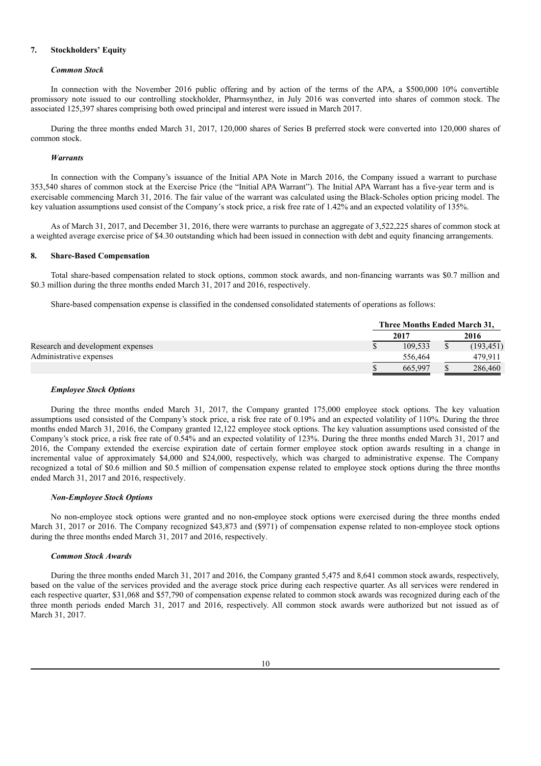## 7. Stockholders' Equity

### *Common Stock*

In connection with the November 2016 public offering and by action of the terms of the APA, a $500,000 10% convertible promissory note issued to our controlling stockholder, Pharmsynthez, in July 2016 was converted into shares of common stock. The associated 125,397 shares comprising both owed principal and interest were issued in March 2017.

During the three months ended March 31, 2017, 120,000 shares of Series B preferred stock were converted into 120,000 shares of common stock.

### *Warrants*

In connection with the Company's issuance of the Initial APA Note in March 2016, the Company issued a warrant to purchase 353,540 shares of common stock at the Exercise Price (the "Initial APA Warrant"). The Initial APA Warrant has a five-year term and is exercisable commencing March 31, 2016. The fair value of the warrant was calculated using the Black-Scholes option pricing model. The key valuation assumptions used consist of the Company's stock price, a risk free rate of 1.42% and an expected volatility of 135%.

As of March 31, 2017, and December 31, 2016, there were warrants to purchase an aggregate of 3,522,225 shares of common stock at a weighted average exercise price of $4.30 outstanding which had been issued in connection with debt and equity financing arrangements.

## 8. Share-Based Compensation

Total share-based compensation related to stock options, common stock awards, and non-financing warrants was $0.7 million and $0.3 million during the three months ended March 31, 2017 and 2016, respectively.

Share-based compensation expense is classified in the condensed consolidated statements of operations as follows:

| | Three Months Ended March 31, | |
|---|---|---|
| | 2017 | 2016 |
| Research and development expenses | $ 109,533 | $ (193,451) |
| Administrative expenses | 556,464 | 479,911 |
| | $ 665,997 | $ 286,460 |

### *Employee Stock Options*

During the three months ended March 31, 2017, the Company granted 175,000 employee stock options. The key valuation assumptions used consisted of the Company's stock price, a risk free rate of 0.19% and an expected volatility of 110%. During the three months ended March 31, 2016, the Company granted 12,122 employee stock options. The key valuation assumptions used consisted of the Company's stock price, a risk free rate of 0.54% and an expected volatility of 123%. During the three months ended March 31, 2017 and 2016, the Company extended the exercise expiration date of certain former employee stock option awards resulting in a change in incremental value of approximately $4,000 and $24,000, respectively, which was charged to administrative expense. The Company recognized a total of $0.6 million and $0.5 million of compensation expense related to employee stock options during the three months ended March 31, 2017 and 2016, respectively.

### *Non-Employee Stock Options*

No non-employee stock options were granted and no non-employee stock options were exercised during the three months ended March 31, 2017 or 2016. The Company recognized $43,873 and ($971) of compensation expense related to non-employee stock options during the three months ended March 31, 2017 and 2016, respectively.

### *Common Stock Awards*

During the three months ended March 31, 2017 and 2016, the Company granted 5,475 and 8,641 common stock awards, respectively, based on the value of the services provided and the average stock price during each respective quarter. As all services were rendered in each respective quarter, $31,068 and $57,790 of compensation expense related to common stock awards was recognized during each of the three month periods ended March 31, 2017 and 2016, respectively. All common stock awards were authorized but not issued as of March 31, 2017.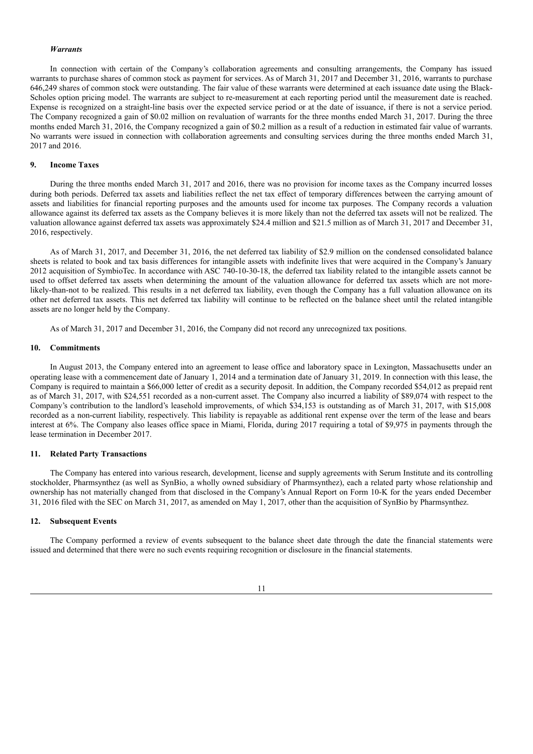### *Warrants*

In connection with certain of the Company's collaboration agreements and consulting arrangements, the Company has issued warrants to purchase shares of common stock as payment for services. As of March 31, 2017 and December 31, 2016, warrants to purchase 646,249 shares of common stock were outstanding. The fair value of these warrants were determined at each issuance date using the Black-Scholes option pricing model. The warrants are subject to re-measurement at each reporting period until the measurement date is reached. Expense is recognized on a straight-line basis over the expected service period or at the date of issuance, if there is not a service period. The Company recognized a gain of $0.02 million on revaluation of warrants for the three months ended March 31, 2017. During the three months ended March 31, 2016, the Company recognized a gain of $0.2 million as a result of a reduction in estimated fair value of warrants. No warrants were issued in connection with collaboration agreements and consulting services during the three months ended March 31, 2017 and 2016.

## 9. Income Taxes

During the three months ended March 31, 2017 and 2016, there was no provision for income taxes as the Company incurred losses during both periods. Deferred tax assets and liabilities reflect the net tax effect of temporary differences between the carrying amount of assets and liabilities for financial reporting purposes and the amounts used for income tax purposes. The Company records a valuation allowance against its deferred tax assets as the Company believes it is more likely than not the deferred tax assets will not be realized. The valuation allowance against deferred tax assets was approximately $24.4 million and $21.5 million as of March 31, 2017 and December 31, 2016, respectively.

As of March 31, 2017, and December 31, 2016, the net deferred tax liability of $2.9 million on the condensed consolidated balance sheets is related to book and tax basis differences for intangible assets with indefinite lives that were acquired in the Company's January 2012 acquisition of SymbioTec. In accordance with ASC 740-10-30-18, the deferred tax liability related to the intangible assets cannot be used to offset deferred tax assets when determining the amount of the valuation allowance for deferred tax assets which are not more-likely-than-not to be realized. This results in a net deferred tax liability, even though the Company has a full valuation allowance on its other net deferred tax assets. This net deferred tax liability will continue to be reflected on the balance sheet until the related intangible assets are no longer held by the Company.

As of March 31, 2017 and December 31, 2016, the Company did not record any unrecognized tax positions.

## 10. Commitments

In August 2013, the Company entered into an agreement to lease office and laboratory space in Lexington, Massachusetts under an operating lease with a commencement date of January 1, 2014 and a termination date of January 31, 2019. In connection with this lease, the Company is required to maintain a $66,000 letter of credit as a security deposit. In addition, the Company recorded $54,012 as prepaid rent as of March 31, 2017, with $24,551 recorded as a non-current asset. The Company also incurred a liability of $89,074 with respect to the Company's contribution to the landlord's leasehold improvements, of which $34,153 is outstanding as of March 31, 2017, with $15,008 recorded as a non-current liability, respectively. This liability is repayable as additional rent expense over the term of the lease and bears interest at 6%. The Company also leases office space in Miami, Florida, during 2017 requiring a total of $9,975 in payments through the lease termination in December 2017.

## 11. Related Party Transactions

The Company has entered into various research, development, license and supply agreements with Serum Institute and its controlling stockholder, Pharmsynthez (as well as SynBio, a wholly owned subsidiary of Pharmsynthez), each a related party whose relationship and ownership has not materially changed from that disclosed in the Company's Annual Report on Form 10-K for the years ended December 31, 2016 filed with the SEC on March 31, 2017, as amended on May 1, 2017, other than the acquisition of SynBio by Pharmsynthez.

## 12. Subsequent Events

The Company performed a review of events subsequent to the balance sheet date through the date the financial statements were issued and determined that there were no such events requiring recognition or disclosure in the financial statements.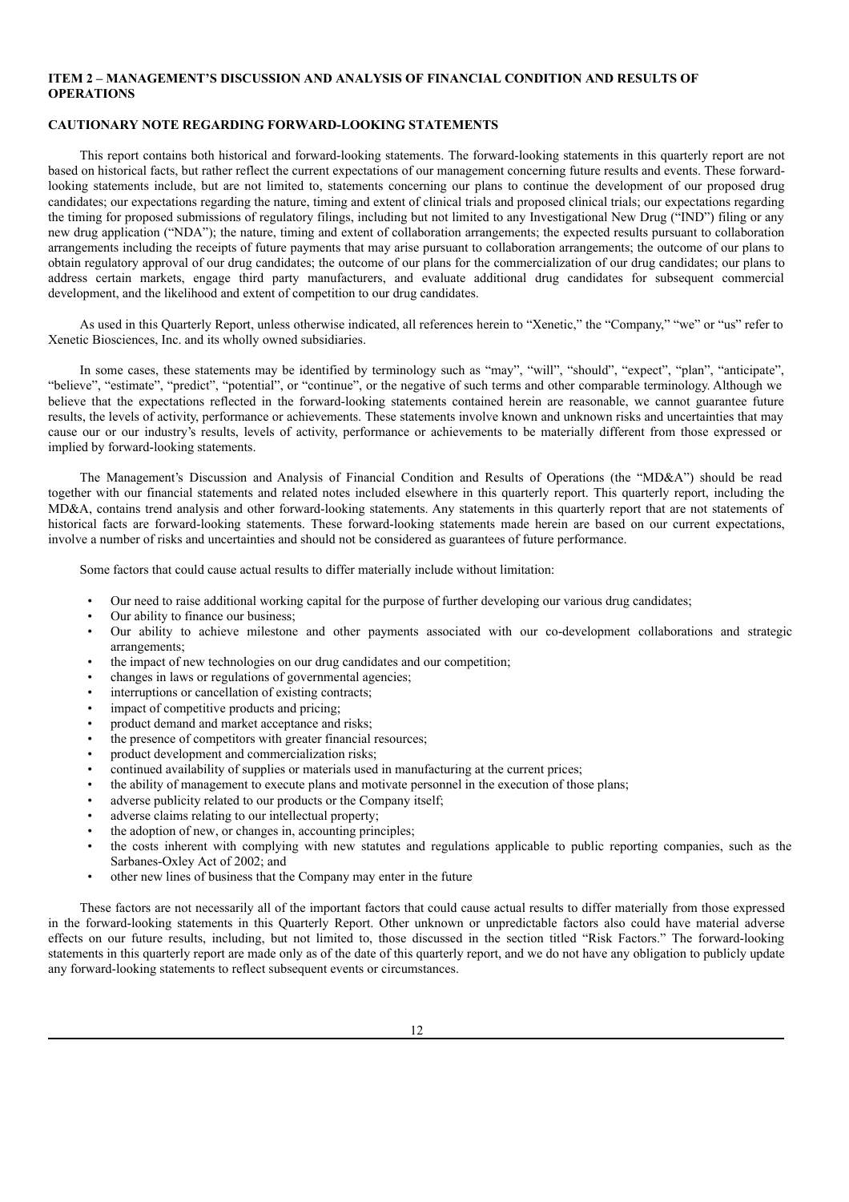## ITEM 2 – MANAGEMENT'S DISCUSSION AND ANALYSIS OF FINANCIAL CONDITION AND RESULTS OF OPERATIONS

### CAUTIONARY NOTE REGARDING FORWARD-LOOKING STATEMENTS

This report contains both historical and forward-looking statements. The forward-looking statements in this quarterly report are not based on historical facts, but rather reflect the current expectations of our management concerning future results and events. These forward-looking statements include, but are not limited to, statements concerning our plans to continue the development of our proposed drug candidates; our expectations regarding the nature, timing and extent of clinical trials and proposed clinical trials; our expectations regarding the timing for proposed submissions of regulatory filings, including but not limited to any Investigational New Drug ("IND") filing or any new drug application ("NDA"); the nature, timing and extent of collaboration arrangements; the expected results pursuant to collaboration arrangements including the receipts of future payments that may arise pursuant to collaboration arrangements; the outcome of our plans to obtain regulatory approval of our drug candidates; the outcome of our plans for the commercialization of our drug candidates; our plans to address certain markets, engage third party manufacturers, and evaluate additional drug candidates for subsequent commercial development, and the likelihood and extent of competition to our drug candidates.

As used in this Quarterly Report, unless otherwise indicated, all references herein to "Xenetic," the "Company," "we" or "us" refer to Xenetic Biosciences, Inc. and its wholly owned subsidiaries.

In some cases, these statements may be identified by terminology such as "may", "will", "should", "expect", "plan", "anticipate", "believe", "estimate", "predict", "potential", or "continue", or the negative of such terms and other comparable terminology. Although we believe that the expectations reflected in the forward-looking statements contained herein are reasonable, we cannot guarantee future results, the levels of activity, performance or achievements. These statements involve known and unknown risks and uncertainties that may cause our or our industry's results, levels of activity, performance or achievements to be materially different from those expressed or implied by forward-looking statements.

The Management's Discussion and Analysis of Financial Condition and Results of Operations (the "MD&A") should be read together with our financial statements and related notes included elsewhere in this quarterly report. This quarterly report, including the MD&A, contains trend analysis and other forward-looking statements. Any statements in this quarterly report that are not statements of historical facts are forward-looking statements. These forward-looking statements made herein are based on our current expectations, involve a number of risks and uncertainties and should not be considered as guarantees of future performance.

Some factors that could cause actual results to differ materially include without limitation:

- Our need to raise additional working capital for the purpose of further developing our various drug candidates;
- Our ability to finance our business;
- Our ability to achieve milestone and other payments associated with our co-development collaborations and strategic arrangements;
- the impact of new technologies on our drug candidates and our competition;
- changes in laws or regulations of governmental agencies;
- interruptions or cancellation of existing contracts;
- impact of competitive products and pricing;
- product demand and market acceptance and risks;
- the presence of competitors with greater financial resources;
- product development and commercialization risks;
- continued availability of supplies or materials used in manufacturing at the current prices;
- the ability of management to execute plans and motivate personnel in the execution of those plans;
- adverse publicity related to our products or the Company itself;
- adverse claims relating to our intellectual property;
- the adoption of new, or changes in, accounting principles;
- the costs inherent with complying with new statutes and regulations applicable to public reporting companies, such as the Sarbanes-Oxley Act of 2002; and
- other new lines of business that the Company may enter in the future

These factors are not necessarily all of the important factors that could cause actual results to differ materially from those expressed in the forward-looking statements in this Quarterly Report. Other unknown or unpredictable factors also could have material adverse effects on our future results, including, but not limited to, those discussed in the section titled "Risk Factors." The forward-looking statements in this quarterly report are made only as of the date of this quarterly report, and we do not have any obligation to publicly update any forward-looking statements to reflect subsequent events or circumstances.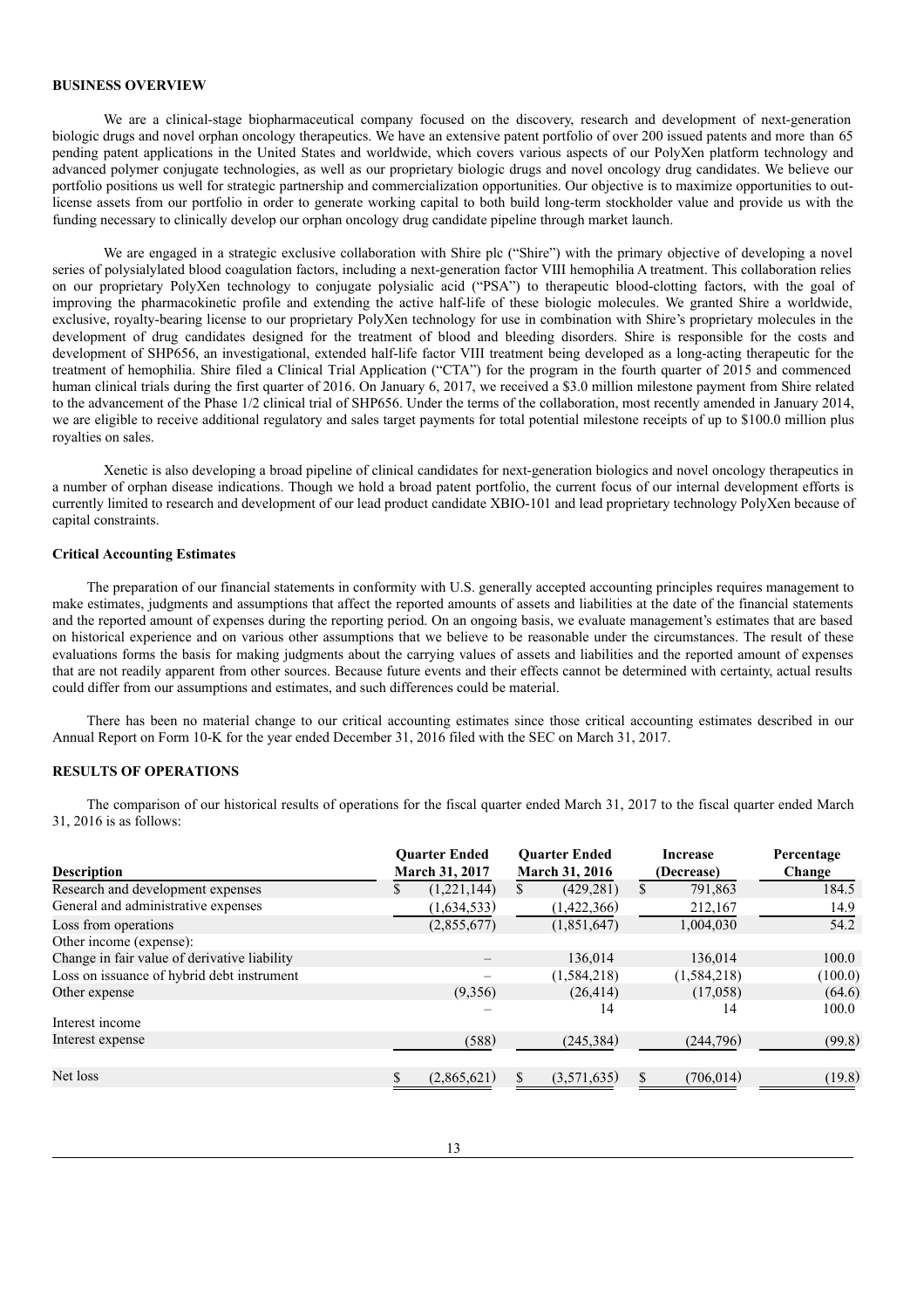**BUSINESS OVERVIEW**

We are a clinical-stage biopharmaceutical company focused on the discovery, research and development of next-generation biologic drugs and novel orphan oncology therapeutics. We have an extensive patent portfolio of over 200 issued patents and more than 65 pending patent applications in the United States and worldwide, which covers various aspects of our PolyXen platform technology and advanced polymer conjugate technologies, as well as our proprietary biologic drugs and novel oncology drug candidates. We believe our portfolio positions us well for strategic partnership and commercialization opportunities. Our objective is to maximize opportunities to out-license assets from our portfolio in order to generate working capital to both build long-term stockholder value and provide us with the funding necessary to clinically develop our orphan oncology drug candidate pipeline through market launch.

We are engaged in a strategic exclusive collaboration with Shire plc ("Shire") with the primary objective of developing a novel series of polysialylated blood coagulation factors, including a next-generation factor VIII hemophilia A treatment. This collaboration relies on our proprietary PolyXen technology to conjugate polysialic acid ("PSA") to therapeutic blood-clotting factors, with the goal of improving the pharmacokinetic profile and extending the active half-life of these biologic molecules. We granted Shire a worldwide, exclusive, royalty-bearing license to our proprietary PolyXen technology for use in combination with Shire's proprietary molecules in the development of drug candidates designed for the treatment of blood and bleeding disorders. Shire is responsible for the costs and development of SHP656, an investigational, extended half-life factor VIII treatment being developed as a long-acting therapeutic for the treatment of hemophilia. Shire filed a Clinical Trial Application ("CTA") for the program in the fourth quarter of 2015 and commenced human clinical trials during the first quarter of 2016. On January 6, 2017, we received a $3.0 million milestone payment from Shire related to the advancement of the Phase 1/2 clinical trial of SHP656. Under the terms of the collaboration, most recently amended in January 2014, we are eligible to receive additional regulatory and sales target payments for total potential milestone receipts of up to $100.0 million plus royalties on sales.

Xenetic is also developing a broad pipeline of clinical candidates for next-generation biologics and novel oncology therapeutics in a number of orphan disease indications. Though we hold a broad patent portfolio, the current focus of our internal development efforts is currently limited to research and development of our lead product candidate XBIO-101 and lead proprietary technology PolyXen because of capital constraints.

**Critical Accounting Estimates**

The preparation of our financial statements in conformity with U.S. generally accepted accounting principles requires management to make estimates, judgments and assumptions that affect the reported amounts of assets and liabilities at the date of the financial statements and the reported amount of expenses during the reporting period. On an ongoing basis, we evaluate management's estimates that are based on historical experience and on various other assumptions that we believe to be reasonable under the circumstances. The result of these evaluations forms the basis for making judgments about the carrying values of assets and liabilities and the reported amount of expenses that are not readily apparent from other sources. Because future events and their effects cannot be determined with certainty, actual results could differ from our assumptions and estimates, and such differences could be material.

There has been no material change to our critical accounting estimates since those critical accounting estimates described in our Annual Report on Form 10-K for the year ended December 31, 2016 filed with the SEC on March 31, 2017.

**RESULTS OF OPERATIONS**

The comparison of our historical results of operations for the fiscal quarter ended March 31, 2017 to the fiscal quarter ended March 31, 2016 is as follows:

| Description | Quarter Ended March 31, 2017 | Quarter Ended March 31, 2016 | Increase (Decrease) | Percentage Change |
|---|---|---|---|---|
| Research and development expenses | $ (1,221,144) | $ (429,281) | $ 791,863 | 184.5 |
| General and administrative expenses | (1,634,533) | (1,422,366) | 212,167 | 14.9 |
| Loss from operations | (2,855,677) | (1,851,647) | 1,004,030 | 54.2 |
| Other income (expense): | | | | |
| Change in fair value of derivative liability | – | 136,014 | 136,014 | 100.0 |
| Loss on issuance of hybrid debt instrument | – | (1,584,218) | (1,584,218) | (100.0) |
| Other expense | (9,356) | (26,414) | (17,058) | (64.6) |
| | – | 14 | 14 | 100.0 |
| Interest income | | | | |
| Interest expense | (588) | (245,384) | (244,796) | (99.8) |
| Net loss | $ (2,865,621) | $ (3,571,635) | $ (706,014) | (19.8) |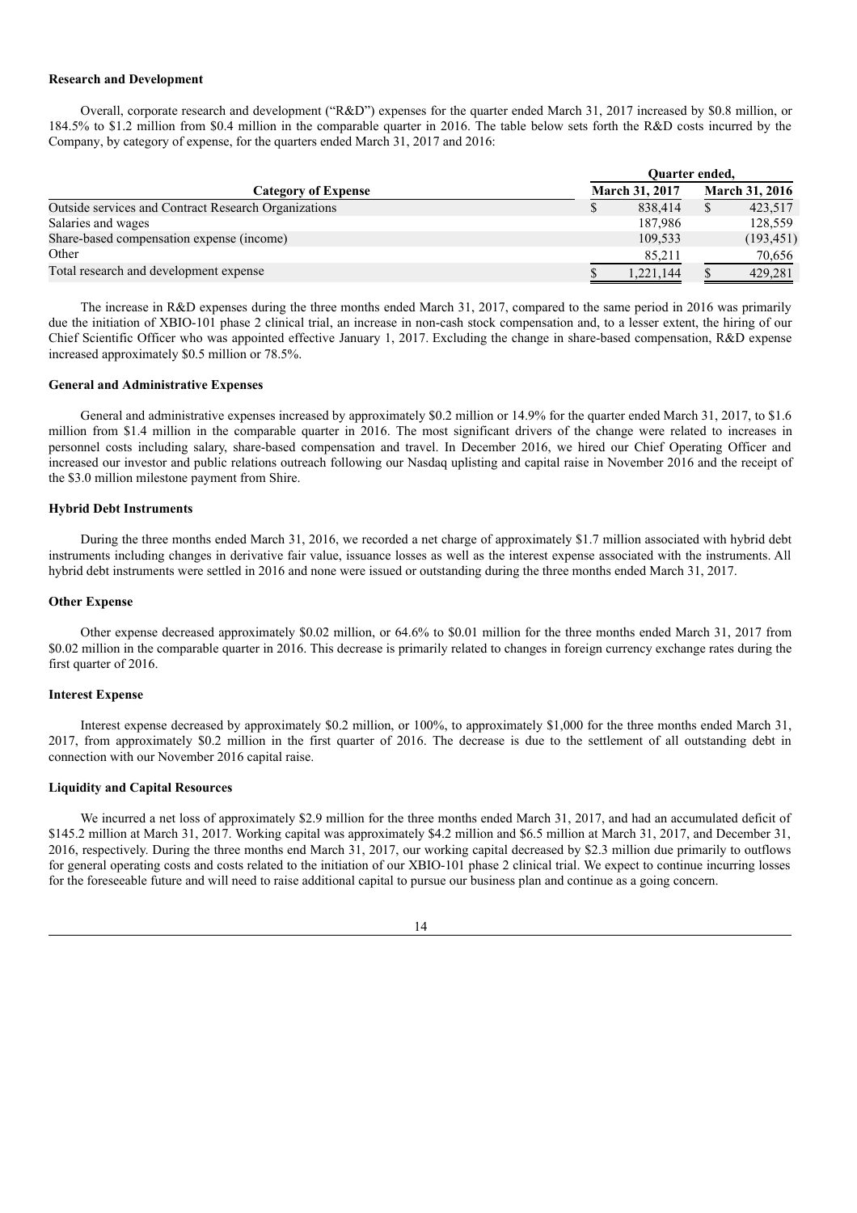#### Research and Development

Overall, corporate research and development ("R&D") expenses for the quarter ended March 31, 2017 increased by $0.8 million, or 184.5% to $1.2 million from $0.4 million in the comparable quarter in 2016. The table below sets forth the R&D costs incurred by the Company, by category of expense, for the quarters ended March 31, 2017 and 2016:

| | Quarter ended, | |
|---|---|---|
| **Category of Expense** | **March 31, 2017** | **March 31, 2016** |
| Outside services and Contract Research Organizations | $ 838,414 | $ 423,517 |
| Salaries and wages | 187,986 | 128,559 |
| Share-based compensation expense (income) | 109,533 | (193,451) |
| Other | 85,211 | 70,656 |
| Total research and development expense | $ 1,221,144 | $ 429,281 |

The increase in R&D expenses during the three months ended March 31, 2017, compared to the same period in 2016 was primarily due the initiation of XBIO-101 phase 2 clinical trial, an increase in non-cash stock compensation and, to a lesser extent, the hiring of our Chief Scientific Officer who was appointed effective January 1, 2017. Excluding the change in share-based compensation, R&D expense increased approximately $0.5 million or 78.5%.

#### General and Administrative Expenses

General and administrative expenses increased by approximately $0.2 million or 14.9% for the quarter ended March 31, 2017, to $1.6 million from $1.4 million in the comparable quarter in 2016. The most significant drivers of the change were related to increases in personnel costs including salary, share-based compensation and travel. In December 2016, we hired our Chief Operating Officer and increased our investor and public relations outreach following our Nasdaq uplisting and capital raise in November 2016 and the receipt of the $3.0 million milestone payment from Shire.

#### Hybrid Debt Instruments

During the three months ended March 31, 2016, we recorded a net charge of approximately $1.7 million associated with hybrid debt instruments including changes in derivative fair value, issuance losses as well as the interest expense associated with the instruments. All hybrid debt instruments were settled in 2016 and none were issued or outstanding during the three months ended March 31, 2017.

#### Other Expense

Other expense decreased approximately $0.02 million, or 64.6% to $0.01 million for the three months ended March 31, 2017 from $0.02 million in the comparable quarter in 2016. This decrease is primarily related to changes in foreign currency exchange rates during the first quarter of 2016.

#### Interest Expense

Interest expense decreased by approximately $0.2 million, or 100%, to approximately $1,000 for the three months ended March 31, 2017, from approximately $0.2 million in the first quarter of 2016. The decrease is due to the settlement of all outstanding debt in connection with our November 2016 capital raise.

#### Liquidity and Capital Resources

We incurred a net loss of approximately $2.9 million for the three months ended March 31, 2017, and had an accumulated deficit of $145.2 million at March 31, 2017. Working capital was approximately $4.2 million and $6.5 million at March 31, 2017, and December 31, 2016, respectively. During the three months end March 31, 2017, our working capital decreased by $2.3 million due primarily to outflows for general operating costs and costs related to the initiation of our XBIO-101 phase 2 clinical trial. We expect to continue incurring losses for the foreseeable future and will need to raise additional capital to pursue our business plan and continue as a going concern.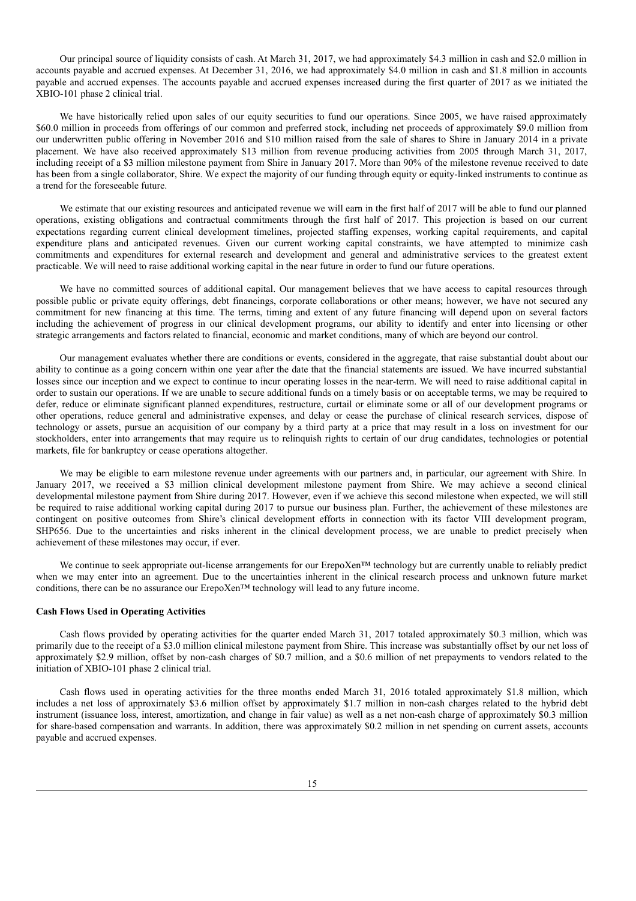Our principal source of liquidity consists of cash. At March 31, 2017, we had approximately \$4.3 million in cash and \$2.0 million in accounts payable and accrued expenses. At December 31, 2016, we had approximately \$4.0 million in cash and \$1.8 million in accounts payable and accrued expenses. The accounts payable and accrued expenses increased during the first quarter of 2017 as we initiated the XBIO-101 phase 2 clinical trial.

We have historically relied upon sales of our equity securities to fund our operations. Since 2005, we have raised approximately \$60.0 million in proceeds from offerings of our common and preferred stock, including net proceeds of approximately \$9.0 million from our underwritten public offering in November 2016 and \$10 million raised from the sale of shares to Shire in January 2014 in a private placement. We have also received approximately \$13 million from revenue producing activities from 2005 through March 31, 2017, including receipt of a \$3 million milestone payment from Shire in January 2017. More than 90% of the milestone revenue received to date has been from a single collaborator, Shire. We expect the majority of our funding through equity or equity-linked instruments to continue as a trend for the foreseeable future.

We estimate that our existing resources and anticipated revenue we will earn in the first half of 2017 will be able to fund our planned operations, existing obligations and contractual commitments through the first half of 2017. This projection is based on our current expectations regarding current clinical development timelines, projected staffing expenses, working capital requirements, and capital expenditure plans and anticipated revenues. Given our current working capital constraints, we have attempted to minimize cash commitments and expenditures for external research and development and general and administrative services to the greatest extent practicable. We will need to raise additional working capital in the near future in order to fund our future operations.

We have no committed sources of additional capital. Our management believes that we have access to capital resources through possible public or private equity offerings, debt financings, corporate collaborations or other means; however, we have not secured any commitment for new financing at this time. The terms, timing and extent of any future financing will depend upon on several factors including the achievement of progress in our clinical development programs, our ability to identify and enter into licensing or other strategic arrangements and factors related to financial, economic and market conditions, many of which are beyond our control.

Our management evaluates whether there are conditions or events, considered in the aggregate, that raise substantial doubt about our ability to continue as a going concern within one year after the date that the financial statements are issued. We have incurred substantial losses since our inception and we expect to continue to incur operating losses in the near-term. We will need to raise additional capital in order to sustain our operations. If we are unable to secure additional funds on a timely basis or on acceptable terms, we may be required to defer, reduce or eliminate significant planned expenditures, restructure, curtail or eliminate some or all of our development programs or other operations, reduce general and administrative expenses, and delay or cease the purchase of clinical research services, dispose of technology or assets, pursue an acquisition of our company by a third party at a price that may result in a loss on investment for our stockholders, enter into arrangements that may require us to relinquish rights to certain of our drug candidates, technologies or potential markets, file for bankruptcy or cease operations altogether.

We may be eligible to earn milestone revenue under agreements with our partners and, in particular, our agreement with Shire. In January 2017, we received a \$3 million clinical development milestone payment from Shire. We may achieve a second clinical developmental milestone payment from Shire during 2017. However, even if we achieve this second milestone when expected, we will still be required to raise additional working capital during 2017 to pursue our business plan. Further, the achievement of these milestones are contingent on positive outcomes from Shire's clinical development efforts in connection with its factor VIII development program, SHP656. Due to the uncertainties and risks inherent in the clinical development process, we are unable to predict precisely when achievement of these milestones may occur, if ever.

We continue to seek appropriate out-license arrangements for our ErepoXen™ technology but are currently unable to reliably predict when we may enter into an agreement. Due to the uncertainties inherent in the clinical research process and unknown future market conditions, there can be no assurance our ErepoXen™ technology will lead to any future income.

**Cash Flows Used in Operating Activities**

Cash flows provided by operating activities for the quarter ended March 31, 2017 totaled approximately \$0.3 million, which was primarily due to the receipt of a \$3.0 million clinical milestone payment from Shire. This increase was substantially offset by our net loss of approximately \$2.9 million, offset by non-cash charges of \$0.7 million, and a \$0.6 million of net prepayments to vendors related to the initiation of XBIO-101 phase 2 clinical trial.

Cash flows used in operating activities for the three months ended March 31, 2016 totaled approximately \$1.8 million, which includes a net loss of approximately \$3.6 million offset by approximately \$1.7 million in non-cash charges related to the hybrid debt instrument (issuance loss, interest, amortization, and change in fair value) as well as a net non-cash charge of approximately \$0.3 million for share-based compensation and warrants. In addition, there was approximately \$0.2 million in net spending on current assets, accounts payable and accrued expenses.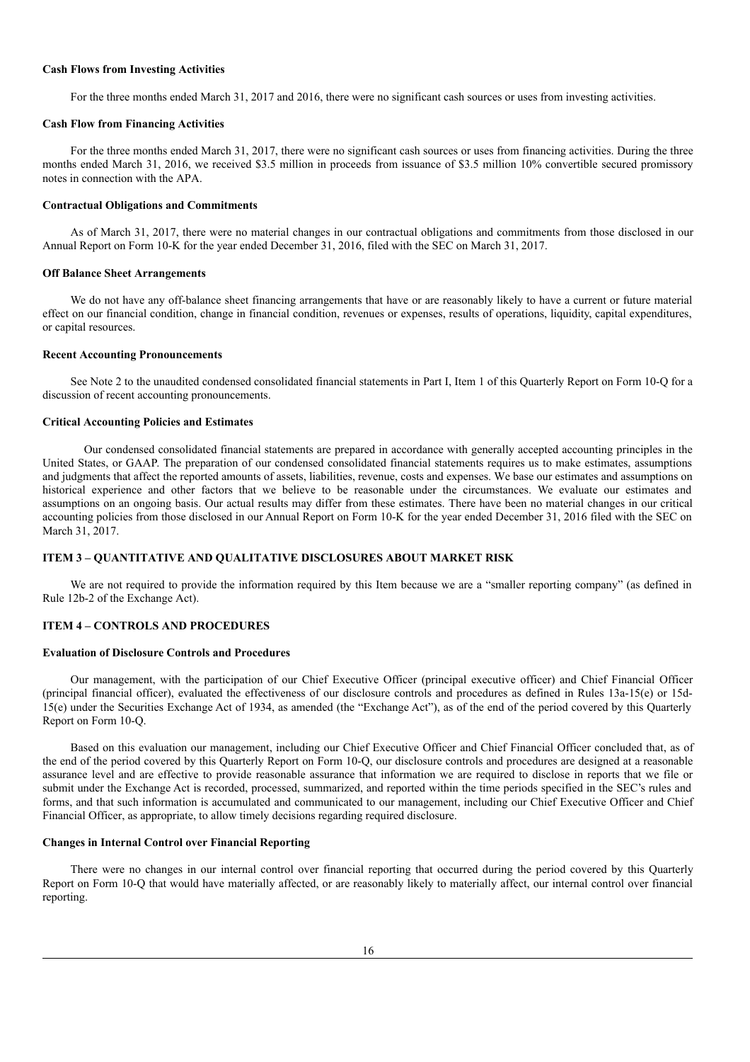**Cash Flows from Investing Activities**

For the three months ended March 31, 2017 and 2016, there were no significant cash sources or uses from investing activities.

**Cash Flow from Financing Activities**

For the three months ended March 31, 2017, there were no significant cash sources or uses from financing activities. During the three months ended March 31, 2016, we received $3.5 million in proceeds from issuance of $3.5 million 10% convertible secured promissory notes in connection with the APA.

**Contractual Obligations and Commitments**

As of March 31, 2017, there were no material changes in our contractual obligations and commitments from those disclosed in our Annual Report on Form 10-K for the year ended December 31, 2016, filed with the SEC on March 31, 2017.

**Off Balance Sheet Arrangements**

We do not have any off-balance sheet financing arrangements that have or are reasonably likely to have a current or future material effect on our financial condition, change in financial condition, revenues or expenses, results of operations, liquidity, capital expenditures, or capital resources.

**Recent Accounting Pronouncements**

See Note 2 to the unaudited condensed consolidated financial statements in Part I, Item 1 of this Quarterly Report on Form 10-Q for a discussion of recent accounting pronouncements.

**Critical Accounting Policies and Estimates**

Our condensed consolidated financial statements are prepared in accordance with generally accepted accounting principles in the United States, or GAAP. The preparation of our condensed consolidated financial statements requires us to make estimates, assumptions and judgments that affect the reported amounts of assets, liabilities, revenue, costs and expenses. We base our estimates and assumptions on historical experience and other factors that we believe to be reasonable under the circumstances. We evaluate our estimates and assumptions on an ongoing basis. Our actual results may differ from these estimates. There have been no material changes in our critical accounting policies from those disclosed in our Annual Report on Form 10-K for the year ended December 31, 2016 filed with the SEC on March 31, 2017.

## ITEM 3 – QUANTITATIVE AND QUALITATIVE DISCLOSURES ABOUT MARKET RISK

We are not required to provide the information required by this Item because we are a "smaller reporting company" (as defined in Rule 12b-2 of the Exchange Act).

## ITEM 4 – CONTROLS AND PROCEDURES

**Evaluation of Disclosure Controls and Procedures**

Our management, with the participation of our Chief Executive Officer (principal executive officer) and Chief Financial Officer (principal financial officer), evaluated the effectiveness of our disclosure controls and procedures as defined in Rules 13a-15(e) or 15d-15(e) under the Securities Exchange Act of 1934, as amended (the "Exchange Act"), as of the end of the period covered by this Quarterly Report on Form 10-Q.

Based on this evaluation our management, including our Chief Executive Officer and Chief Financial Officer concluded that, as of the end of the period covered by this Quarterly Report on Form 10-Q, our disclosure controls and procedures are designed at a reasonable assurance level and are effective to provide reasonable assurance that information we are required to disclose in reports that we file or submit under the Exchange Act is recorded, processed, summarized, and reported within the time periods specified in the SEC's rules and forms, and that such information is accumulated and communicated to our management, including our Chief Executive Officer and Chief Financial Officer, as appropriate, to allow timely decisions regarding required disclosure.

**Changes in Internal Control over Financial Reporting**

There were no changes in our internal control over financial reporting that occurred during the period covered by this Quarterly Report on Form 10-Q that would have materially affected, or are reasonably likely to materially affect, our internal control over financial reporting.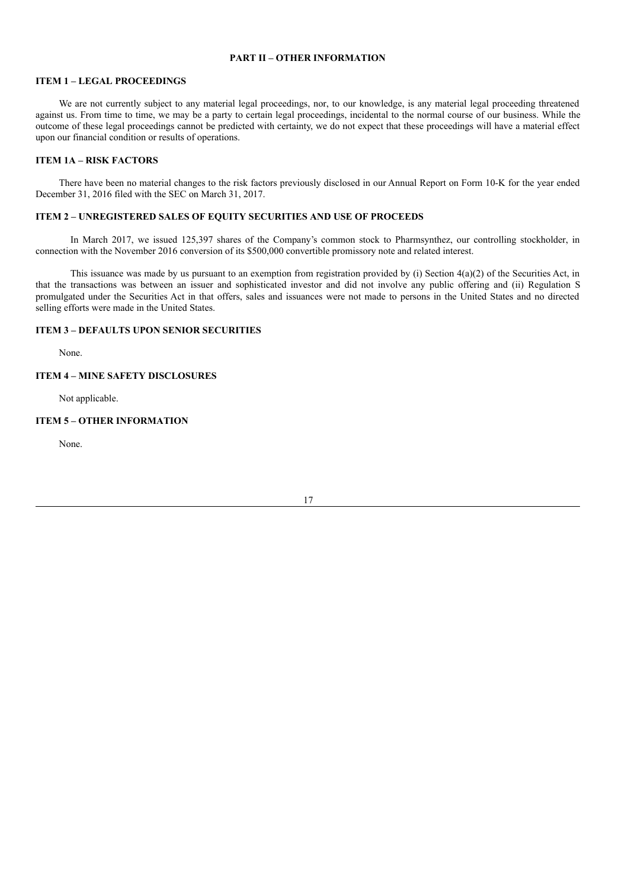# PART II – OTHER INFORMATION

## ITEM 1 – LEGAL PROCEEDINGS

We are not currently subject to any material legal proceedings, nor, to our knowledge, is any material legal proceeding threatened against us. From time to time, we may be a party to certain legal proceedings, incidental to the normal course of our business. While the outcome of these legal proceedings cannot be predicted with certainty, we do not expect that these proceedings will have a material effect upon our financial condition or results of operations.

## ITEM 1A – RISK FACTORS

There have been no material changes to the risk factors previously disclosed in our Annual Report on Form 10-K for the year ended December 31, 2016 filed with the SEC on March 31, 2017.

## ITEM 2 – UNREGISTERED SALES OF EQUITY SECURITIES AND USE OF PROCEEDS

In March 2017, we issued 125,397 shares of the Company's common stock to Pharmsynthez, our controlling stockholder, in connection with the November 2016 conversion of its $500,000 convertible promissory note and related interest.

This issuance was made by us pursuant to an exemption from registration provided by (i) Section 4(a)(2) of the Securities Act, in that the transactions was between an issuer and sophisticated investor and did not involve any public offering and (ii) Regulation S promulgated under the Securities Act in that offers, sales and issuances were not made to persons in the United States and no directed selling efforts were made in the United States.

## ITEM 3 – DEFAULTS UPON SENIOR SECURITIES

None.

## ITEM 4 – MINE SAFETY DISCLOSURES

Not applicable.

## ITEM 5 – OTHER INFORMATION

None.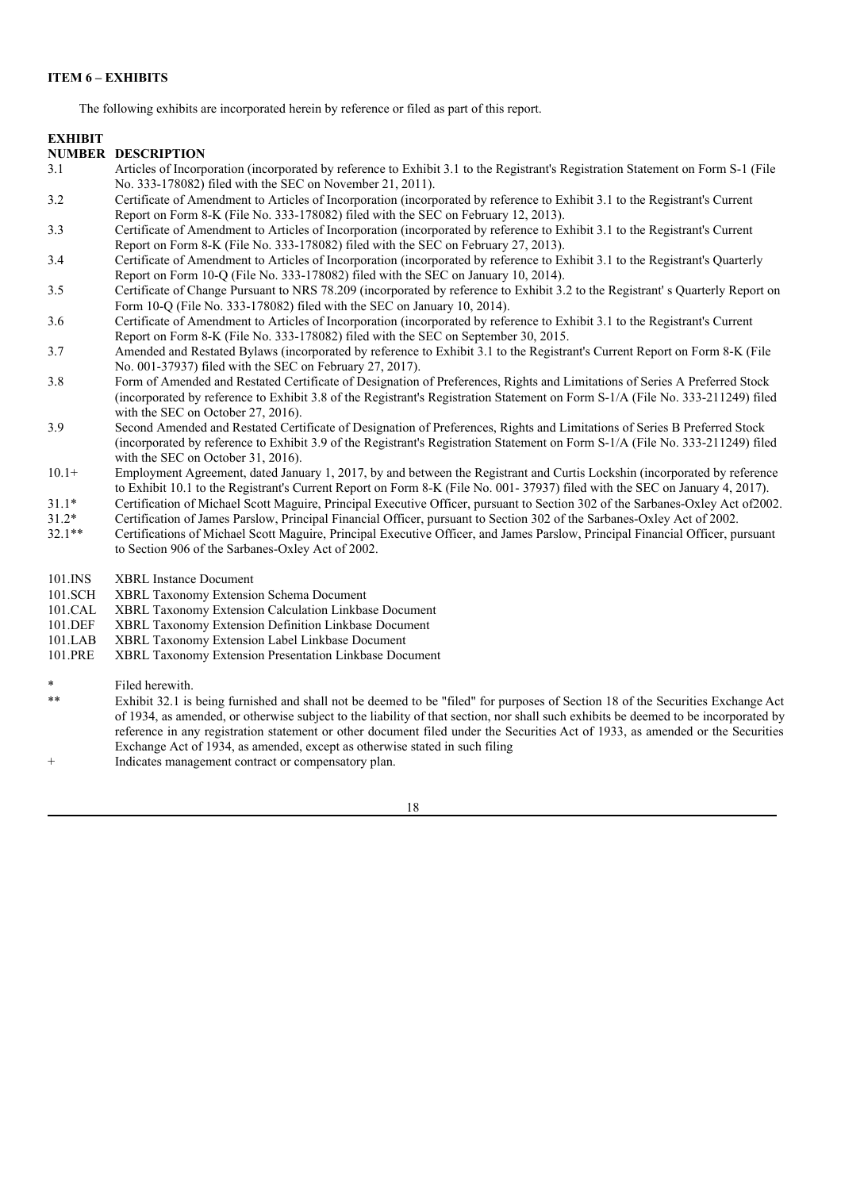**ITEM 6 – EXHIBITS**

The following exhibits are incorporated herein by reference or filed as part of this report.

| EXHIBIT NUMBER | DESCRIPTION |
| --- | --- |
| 3.1 | Articles of Incorporation (incorporated by reference to Exhibit 3.1 to the Registrant's Registration Statement on Form S-1 (File No. 333-178082) filed with the SEC on November 21, 2011). |
| 3.2 | Certificate of Amendment to Articles of Incorporation (incorporated by reference to Exhibit 3.1 to the Registrant's Current Report on Form 8-K (File No. 333-178082) filed with the SEC on February 12, 2013). |
| 3.3 | Certificate of Amendment to Articles of Incorporation (incorporated by reference to Exhibit 3.1 to the Registrant's Current Report on Form 8-K (File No. 333-178082) filed with the SEC on February 27, 2013). |
| 3.4 | Certificate of Amendment to Articles of Incorporation (incorporated by reference to Exhibit 3.1 to the Registrant's Quarterly Report on Form 10-Q (File No. 333-178082) filed with the SEC on January 10, 2014). |
| 3.5 | Certificate of Change Pursuant to NRS 78.209 (incorporated by reference to Exhibit 3.2 to the Registrant' s Quarterly Report on Form 10-Q (File No. 333-178082) filed with the SEC on January 10, 2014). |
| 3.6 | Certificate of Amendment to Articles of Incorporation (incorporated by reference to Exhibit 3.1 to the Registrant's Current Report on Form 8-K (File No. 333-178082) filed with the SEC on September 30, 2015. |
| 3.7 | Amended and Restated Bylaws (incorporated by reference to Exhibit 3.1 to the Registrant's Current Report on Form 8-K (File No. 001-37937) filed with the SEC on February 27, 2017). |
| 3.8 | Form of Amended and Restated Certificate of Designation of Preferences, Rights and Limitations of Series A Preferred Stock (incorporated by reference to Exhibit 3.8 of the Registrant's Registration Statement on Form S-1/A (File No. 333-211249) filed with the SEC on October 27, 2016). |
| 3.9 | Second Amended and Restated Certificate of Designation of Preferences, Rights and Limitations of Series B Preferred Stock (incorporated by reference to Exhibit 3.9 of the Registrant's Registration Statement on Form S-1/A (File No. 333-211249) filed with the SEC on October 31, 2016). |
| 10.1+ | Employment Agreement, dated January 1, 2017, by and between the Registrant and Curtis Lockshin (incorporated by reference to Exhibit 10.1 to the Registrant's Current Report on Form 8-K (File No. 001- 37937) filed with the SEC on January 4, 2017). |
| 31.1* | Certification of Michael Scott Maguire, Principal Executive Officer, pursuant to Section 302 of the Sarbanes-Oxley Act of2002. |
| 31.2* | Certification of James Parslow, Principal Financial Officer, pursuant to Section 302 of the Sarbanes-Oxley Act of 2002. |
| 32.1** | Certifications of Michael Scott Maguire, Principal Executive Officer, and James Parslow, Principal Financial Officer, pursuant to Section 906 of the Sarbanes-Oxley Act of 2002. |
| 101.INS | XBRL Instance Document |
| 101.SCH | XBRL Taxonomy Extension Schema Document |
| 101.CAL | XBRL Taxonomy Extension Calculation Linkbase Document |
| 101.DEF | XBRL Taxonomy Extension Definition Linkbase Document |
| 101.LAB | XBRL Taxonomy Extension Label Linkbase Document |
| 101.PRE | XBRL Taxonomy Extension Presentation Linkbase Document |

\* Filed herewith.

\*\* Exhibit 32.1 is being furnished and shall not be deemed to be "filed" for purposes of Section 18 of the Securities Exchange Act of 1934, as amended, or otherwise subject to the liability of that section, nor shall such exhibits be deemed to be incorporated by reference in any registration statement or other document filed under the Securities Act of 1933, as amended or the Securities Exchange Act of 1934, as amended, except as otherwise stated in such filing

\+ Indicates management contract or compensatory plan.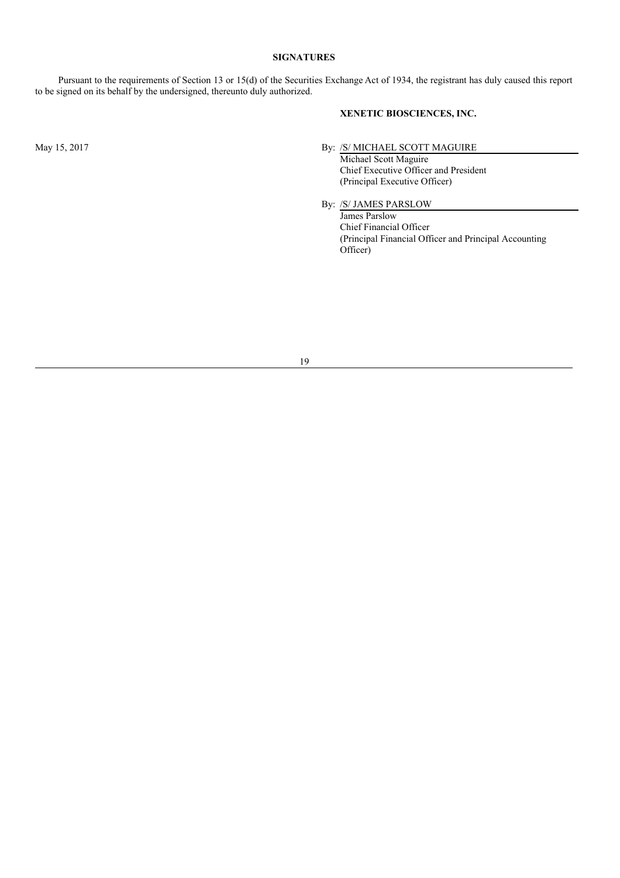## SIGNATURES

Pursuant to the requirements of Section 13 or 15(d) of the Securities Exchange Act of 1934, the registrant has duly caused this report to be signed on its behalf by the undersigned, thereunto duly authorized.

**XENETIC BIOSCIENCES, INC.**

May 15, 2017

By: /S/ MICHAEL SCOTT MAGUIRE
Michael Scott Maguire
Chief Executive Officer and President
(Principal Executive Officer)

By: /S/ JAMES PARSLOW
James Parslow
Chief Financial Officer
(Principal Financial Officer and Principal Accounting Officer)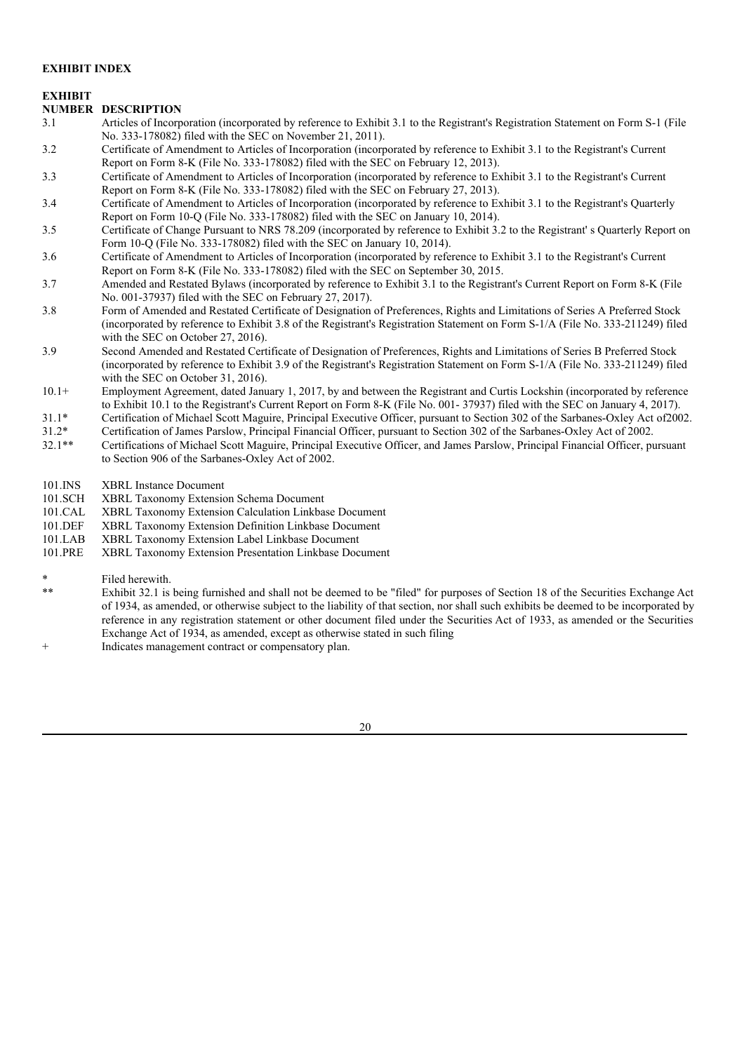**EXHIBIT INDEX**

| EXHIBIT NUMBER | DESCRIPTION |
|---|---|
| 3.1 | Articles of Incorporation (incorporated by reference to Exhibit 3.1 to the Registrant's Registration Statement on Form S-1 (File No. 333-178082) filed with the SEC on November 21, 2011). |
| 3.2 | Certificate of Amendment to Articles of Incorporation (incorporated by reference to Exhibit 3.1 to the Registrant's Current Report on Form 8-K (File No. 333-178082) filed with the SEC on February 12, 2013). |
| 3.3 | Certificate of Amendment to Articles of Incorporation (incorporated by reference to Exhibit 3.1 to the Registrant's Current Report on Form 8-K (File No. 333-178082) filed with the SEC on February 27, 2013). |
| 3.4 | Certificate of Amendment to Articles of Incorporation (incorporated by reference to Exhibit 3.1 to the Registrant's Quarterly Report on Form 10-Q (File No. 333-178082) filed with the SEC on January 10, 2014). |
| 3.5 | Certificate of Change Pursuant to NRS 78.209 (incorporated by reference to Exhibit 3.2 to the Registrant' s Quarterly Report on Form 10-Q (File No. 333-178082) filed with the SEC on January 10, 2014). |
| 3.6 | Certificate of Amendment to Articles of Incorporation (incorporated by reference to Exhibit 3.1 to the Registrant's Current Report on Form 8-K (File No. 333-178082) filed with the SEC on September 30, 2015. |
| 3.7 | Amended and Restated Bylaws (incorporated by reference to Exhibit 3.1 to the Registrant's Current Report on Form 8-K (File No. 001-37937) filed with the SEC on February 27, 2017). |
| 3.8 | Form of Amended and Restated Certificate of Designation of Preferences, Rights and Limitations of Series A Preferred Stock (incorporated by reference to Exhibit 3.8 of the Registrant's Registration Statement on Form S-1/A (File No. 333-211249) filed with the SEC on October 27, 2016). |
| 3.9 | Second Amended and Restated Certificate of Designation of Preferences, Rights and Limitations of Series B Preferred Stock (incorporated by reference to Exhibit 3.9 of the Registrant's Registration Statement on Form S-1/A (File No. 333-211249) filed with the SEC on October 31, 2016). |
| 10.1+ | Employment Agreement, dated January 1, 2017, by and between the Registrant and Curtis Lockshin (incorporated by reference to Exhibit 10.1 to the Registrant's Current Report on Form 8-K (File No. 001- 37937) filed with the SEC on January 4, 2017). |
| 31.1* | Certification of Michael Scott Maguire, Principal Executive Officer, pursuant to Section 302 of the Sarbanes-Oxley Act of2002. |
| 31.2* | Certification of James Parslow, Principal Financial Officer, pursuant to Section 302 of the Sarbanes-Oxley Act of 2002. |
| 32.1** | Certifications of Michael Scott Maguire, Principal Executive Officer, and James Parslow, Principal Financial Officer, pursuant to Section 906 of the Sarbanes-Oxley Act of 2002. |
| 101.INS | XBRL Instance Document |
| 101.SCH | XBRL Taxonomy Extension Schema Document |
| 101.CAL | XBRL Taxonomy Extension Calculation Linkbase Document |
| 101.DEF | XBRL Taxonomy Extension Definition Linkbase Document |
| 101.LAB | XBRL Taxonomy Extension Label Linkbase Document |
| 101.PRE | XBRL Taxonomy Extension Presentation Linkbase Document |

\* Filed herewith.

\*\* Exhibit 32.1 is being furnished and shall not be deemed to be "filed" for purposes of Section 18 of the Securities Exchange Act of 1934, as amended, or otherwise subject to the liability of that section, nor shall such exhibits be deemed to be incorporated by reference in any registration statement or other document filed under the Securities Act of 1933, as amended or the Securities Exchange Act of 1934, as amended, except as otherwise stated in such filing

\+ Indicates management contract or compensatory plan.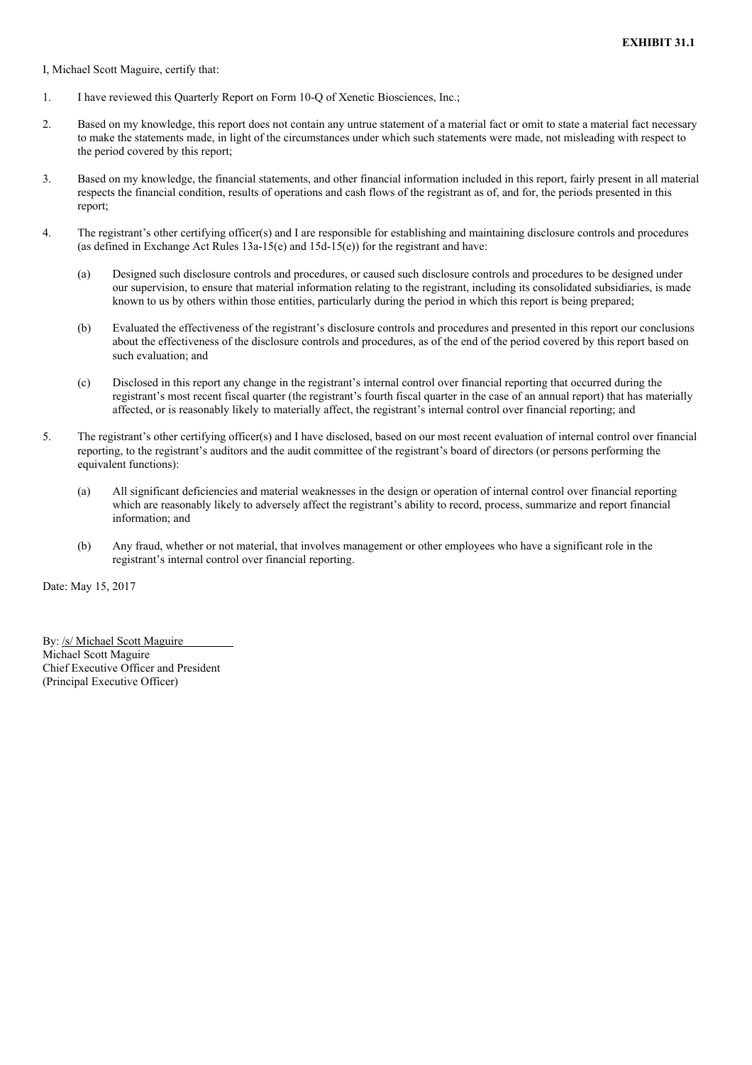**EXHIBIT 31.1**

I, Michael Scott Maguire, certify that:

1. I have reviewed this Quarterly Report on Form 10-Q of Xenetic Biosciences, Inc.;

2. Based on my knowledge, this report does not contain any untrue statement of a material fact or omit to state a material fact necessary to make the statements made, in light of the circumstances under which such statements were made, not misleading with respect to the period covered by this report;

3. Based on my knowledge, the financial statements, and other financial information included in this report, fairly present in all material respects the financial condition, results of operations and cash flows of the registrant as of, and for, the periods presented in this report;

4. The registrant's other certifying officer(s) and I are responsible for establishing and maintaining disclosure controls and procedures (as defined in Exchange Act Rules 13a-15(e) and 15d-15(e)) for the registrant and have:

   (a) Designed such disclosure controls and procedures, or caused such disclosure controls and procedures to be designed under our supervision, to ensure that material information relating to the registrant, including its consolidated subsidiaries, is made known to us by others within those entities, particularly during the period in which this report is being prepared;

   (b) Evaluated the effectiveness of the registrant's disclosure controls and procedures and presented in this report our conclusions about the effectiveness of the disclosure controls and procedures, as of the end of the period covered by this report based on such evaluation; and

   (c) Disclosed in this report any change in the registrant's internal control over financial reporting that occurred during the registrant's most recent fiscal quarter (the registrant's fourth fiscal quarter in the case of an annual report) that has materially affected, or is reasonably likely to materially affect, the registrant's internal control over financial reporting; and

5. The registrant's other certifying officer(s) and I have disclosed, based on our most recent evaluation of internal control over financial reporting, to the registrant's auditors and the audit committee of the registrant's board of directors (or persons performing the equivalent functions):

   (a) All significant deficiencies and material weaknesses in the design or operation of internal control over financial reporting which are reasonably likely to adversely affect the registrant's ability to record, process, summarize and report financial information; and

   (b) Any fraud, whether or not material, that involves management or other employees who have a significant role in the registrant's internal control over financial reporting.

Date: May 15, 2017

By: /s/ Michael Scott Maguire
Michael Scott Maguire
Chief Executive Officer and President
(Principal Executive Officer)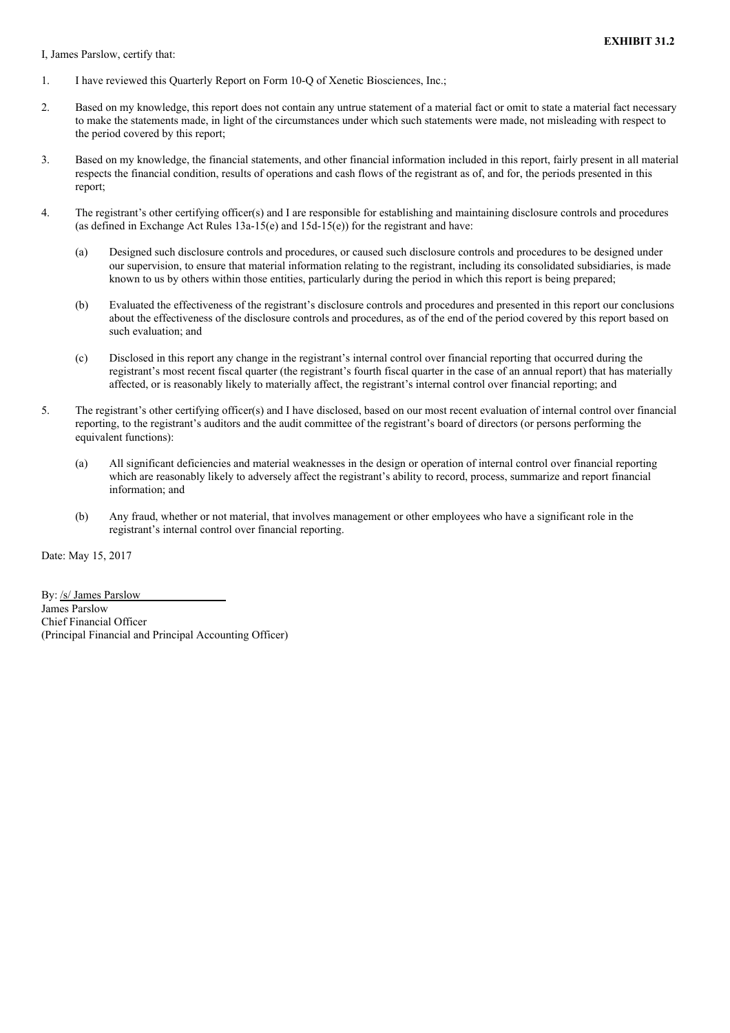**EXHIBIT 31.2**

I, James Parslow, certify that:

1. I have reviewed this Quarterly Report on Form 10-Q of Xenetic Biosciences, Inc.;

2. Based on my knowledge, this report does not contain any untrue statement of a material fact or omit to state a material fact necessary to make the statements made, in light of the circumstances under which such statements were made, not misleading with respect to the period covered by this report;

3. Based on my knowledge, the financial statements, and other financial information included in this report, fairly present in all material respects the financial condition, results of operations and cash flows of the registrant as of, and for, the periods presented in this report;

4. The registrant's other certifying officer(s) and I are responsible for establishing and maintaining disclosure controls and procedures (as defined in Exchange Act Rules 13a-15(e) and 15d-15(e)) for the registrant and have:

   (a) Designed such disclosure controls and procedures, or caused such disclosure controls and procedures to be designed under our supervision, to ensure that material information relating to the registrant, including its consolidated subsidiaries, is made known to us by others within those entities, particularly during the period in which this report is being prepared;

   (b) Evaluated the effectiveness of the registrant's disclosure controls and procedures and presented in this report our conclusions about the effectiveness of the disclosure controls and procedures, as of the end of the period covered by this report based on such evaluation; and

   (c) Disclosed in this report any change in the registrant's internal control over financial reporting that occurred during the registrant's most recent fiscal quarter (the registrant's fourth fiscal quarter in the case of an annual report) that has materially affected, or is reasonably likely to materially affect, the registrant's internal control over financial reporting; and

5. The registrant's other certifying officer(s) and I have disclosed, based on our most recent evaluation of internal control over financial reporting, to the registrant's auditors and the audit committee of the registrant's board of directors (or persons performing the equivalent functions):

   (a) All significant deficiencies and material weaknesses in the design or operation of internal control over financial reporting which are reasonably likely to adversely affect the registrant's ability to record, process, summarize and report financial information; and

   (b) Any fraud, whether or not material, that involves management or other employees who have a significant role in the registrant's internal control over financial reporting.

Date: May 15, 2017

By: /s/ James Parslow
James Parslow
Chief Financial Officer
(Principal Financial and Principal Accounting Officer)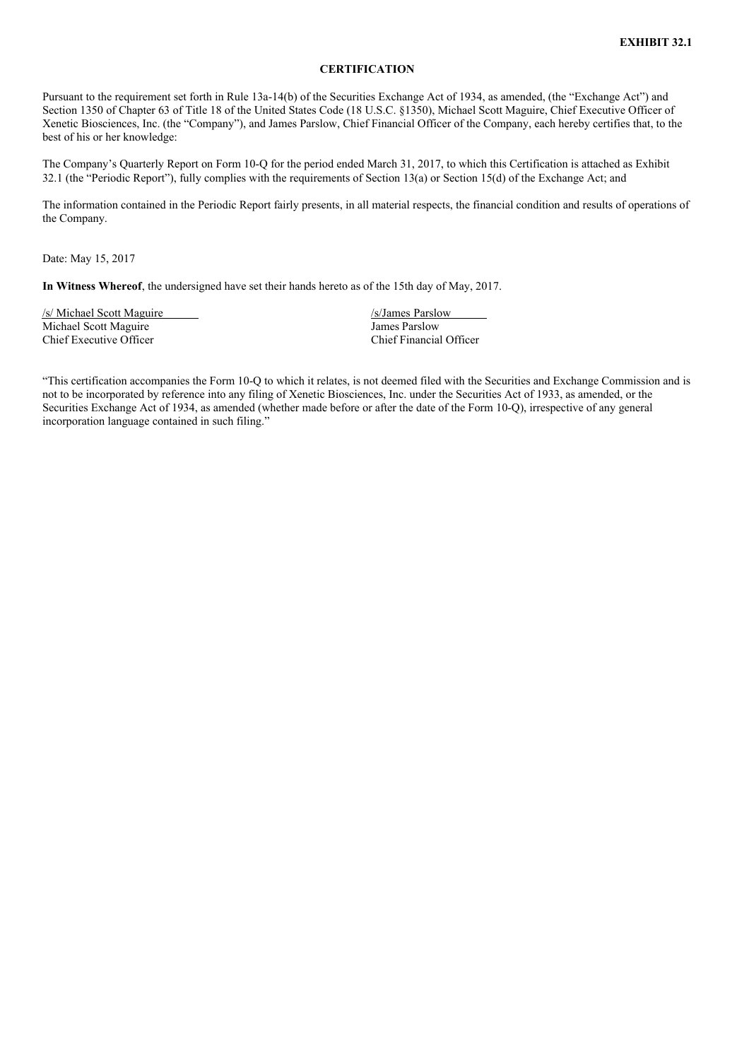**EXHIBIT 32.1**

**CERTIFICATION**

Pursuant to the requirement set forth in Rule 13a-14(b) of the Securities Exchange Act of 1934, as amended, (the "Exchange Act") and Section 1350 of Chapter 63 of Title 18 of the United States Code (18 U.S.C. §1350), Michael Scott Maguire, Chief Executive Officer of Xenetic Biosciences, Inc. (the "Company"), and James Parslow, Chief Financial Officer of the Company, each hereby certifies that, to the best of his or her knowledge:

The Company's Quarterly Report on Form 10-Q for the period ended March 31, 2017, to which this Certification is attached as Exhibit 32.1 (the "Periodic Report"), fully complies with the requirements of Section 13(a) or Section 15(d) of the Exchange Act; and

The information contained in the Periodic Report fairly presents, in all material respects, the financial condition and results of operations of the Company.

Date: May 15, 2017

**In Witness Whereof**, the undersigned have set their hands hereto as of the 15th day of May, 2017.

| | |
|---|---|
| /s/ Michael Scott Maguire | /s/James Parslow |
| Michael Scott Maguire | James Parslow |
| Chief Executive Officer | Chief Financial Officer |

"This certification accompanies the Form 10-Q to which it relates, is not deemed filed with the Securities and Exchange Commission and is not to be incorporated by reference into any filing of Xenetic Biosciences, Inc. under the Securities Act of 1933, as amended, or the Securities Exchange Act of 1934, as amended (whether made before or after the date of the Form 10-Q), irrespective of any general incorporation language contained in such filing."